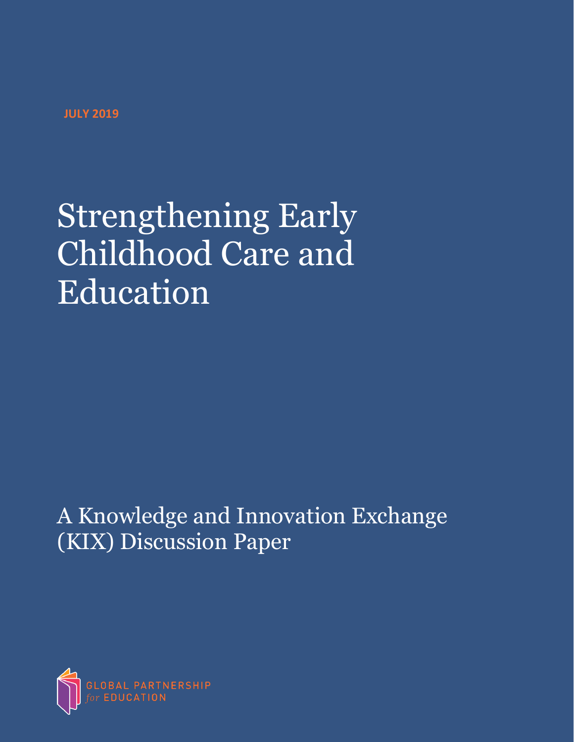JULY 2019

# Strengthening Early Childhood Care and Education

## A Knowledge and Innovation Exchange (KIX) Discussion Paper

GLOBAL PARTNERSHIP *for* EDUCATION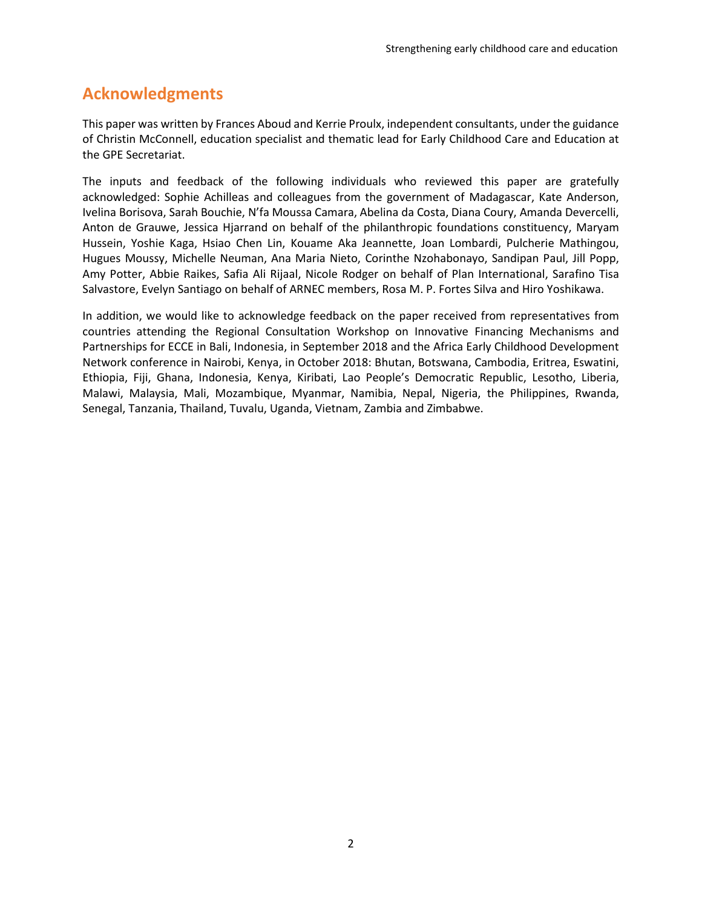## Acknowledgments

This paper was written by Frances Aboud and Kerrie Proulx, independent consultants, under the guidance of Christin McConnell, education specialist and thematic lead for Early Childhood Care and Education at the GPE Secretariat.

The inputs and feedback of the following individuals who reviewed this paper are gratefully acknowledged: Sophie Achilleas and colleagues from the government of Madagascar, Kate Anderson, Ivelina Borisova, Sarah Bouchie, N'fa Moussa Camara, Abelina da Costa, Diana Coury, Amanda Devercelli, Anton de Grauwe, Jessica Hjarrand on behalf of the philanthropic foundations constituency, Maryam Hussein, Yoshie Kaga, Hsiao Chen Lin, Kouame Aka Jeannette, Joan Lombardi, Pulcherie Mathingou, Hugues Moussy, Michelle Neuman, Ana Maria Nieto, Corinthe Nzohabonayo, Sandipan Paul, Jill Popp, Amy Potter, Abbie Raikes, Safia Ali Rijaal, Nicole Rodger on behalf of Plan International, Sarafino Tisa Salvastore, Evelyn Santiago on behalf of ARNEC members, Rosa M. P. Fortes Silva and Hiro Yoshikawa.

In addition, we would like to acknowledge feedback on the paper received from representatives from countries attending the Regional Consultation Workshop on Innovative Financing Mechanisms and Partnerships for ECCE in Bali, Indonesia, in September 2018 and the Africa Early Childhood Development Network conference in Nairobi, Kenya, in October 2018: Bhutan, Botswana, Cambodia, Eritrea, Eswatini, Ethiopia, Fiji, Ghana, Indonesia, Kenya, Kiribati, Lao People's Democratic Republic, Lesotho, Liberia, Malawi, Malaysia, Mali, Mozambique, Myanmar, Namibia, Nepal, Nigeria, the Philippines, Rwanda, Senegal, Tanzania, Thailand, Tuvalu, Uganda, Vietnam, Zambia and Zimbabwe.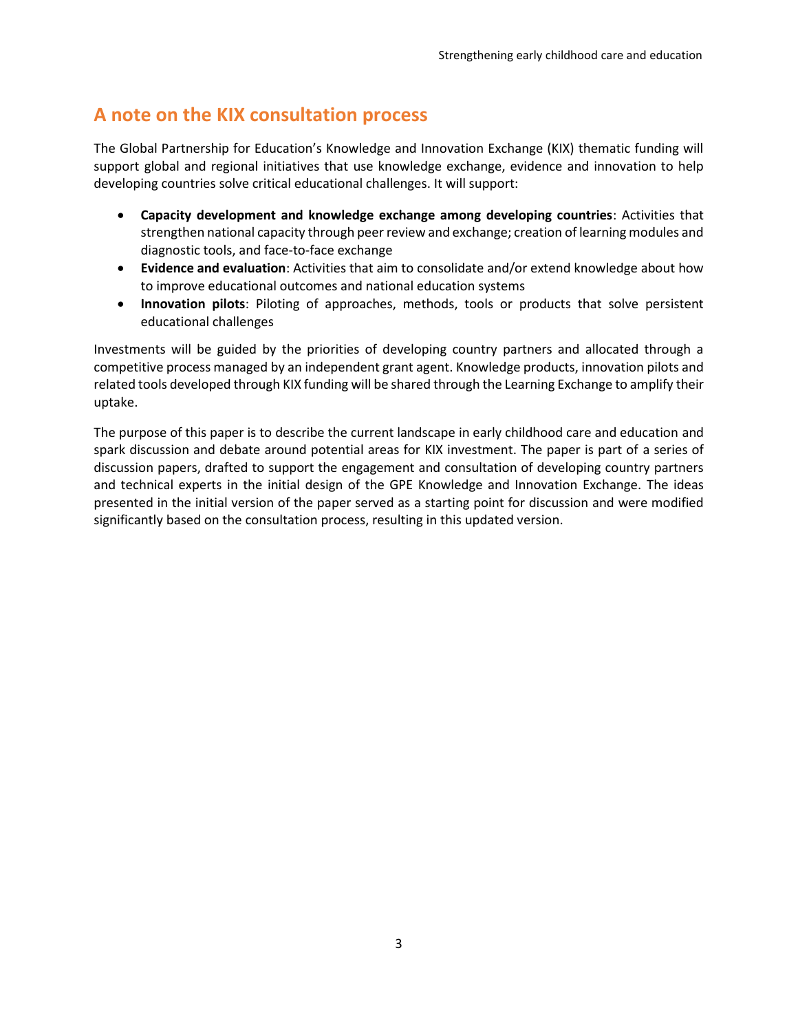## A note on the KIX consultation process

The Global Partnership for Education's Knowledge and Innovation Exchange (KIX) thematic funding will support global and regional initiatives that use knowledge exchange, evidence and innovation to help developing countries solve critical educational challenges. It will support:

- **Capacity development and knowledge exchange among developing countries**: Activities that strengthen national capacity through peer review and exchange; creation of learning modules and diagnostic tools, and face-to-face exchange
- **Evidence and evaluation**: Activities that aim to consolidate and/or extend knowledge about how to improve educational outcomes and national education systems
- **Innovation pilots**: Piloting of approaches, methods, tools or products that solve persistent educational challenges

Investments will be guided by the priorities of developing country partners and allocated through a competitive process managed by an independent grant agent. Knowledge products, innovation pilots and related tools developed through KIX funding will be shared through the Learning Exchange to amplify their uptake.

The purpose of this paper is to describe the current landscape in early childhood care and education and spark discussion and debate around potential areas for KIX investment. The paper is part of a series of discussion papers, drafted to support the engagement and consultation of developing country partners and technical experts in the initial design of the GPE Knowledge and Innovation Exchange. The ideas presented in the initial version of the paper served as a starting point for discussion and were modified significantly based on the consultation process, resulting in this updated version.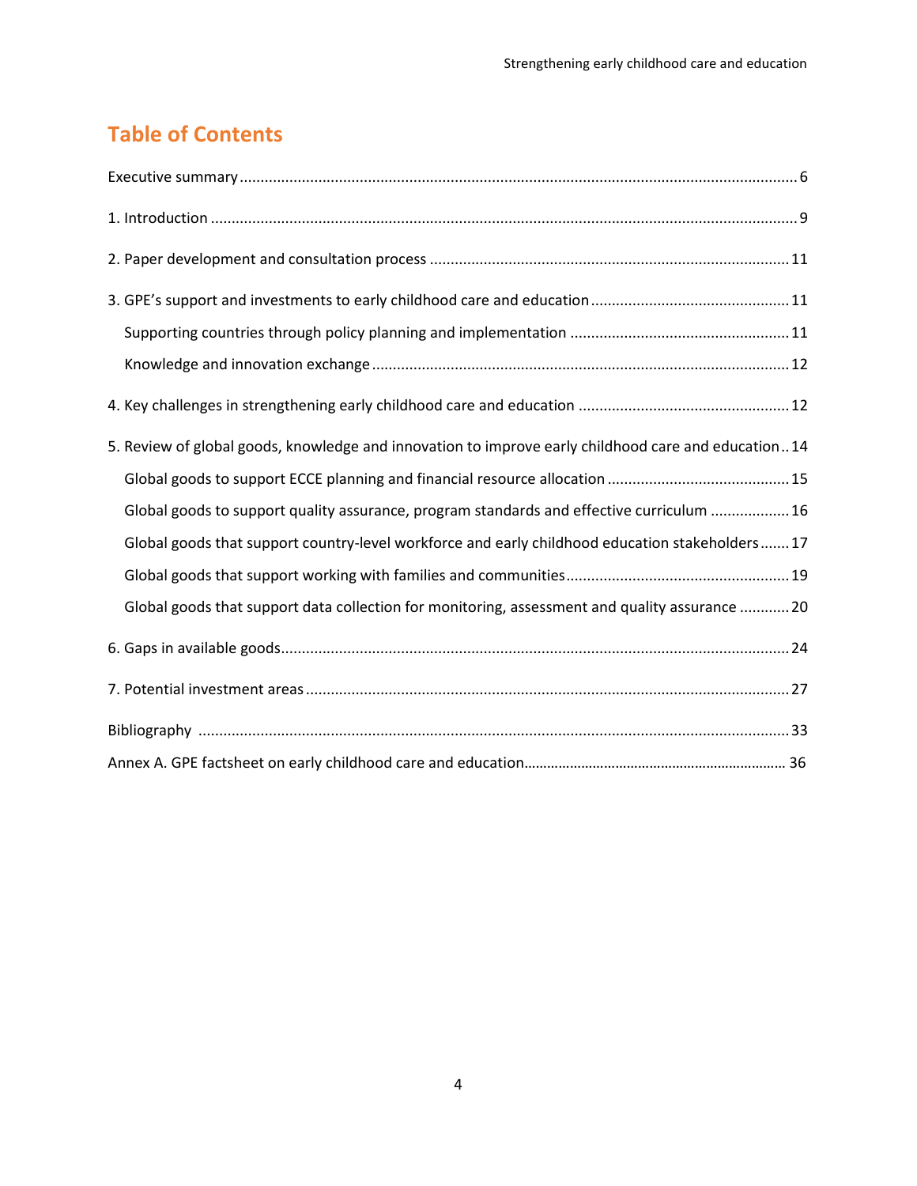## Table of Contents

Executive summary ........................................................................................................................ 6

1. Introduction ................................................................................................................................ 9

2. Paper development and consultation process ......................................................................... 11

3. GPE's support and investments to early childhood care and education ................................ 11

   Supporting countries through policy planning and implementation ...................................... 11

   Knowledge and innovation exchange ...................................................................................... 12

4. Key challenges in strengthening early childhood care and education ..................................... 12

5. Review of global goods, knowledge and innovation to improve early childhood care and education .. 14

   Global goods to support ECCE planning and financial resource allocation ............................ 15

   Global goods to support quality assurance, program standards and effective curriculum ..................... 16

   Global goods that support country-level workforce and early childhood education stakeholders ....... 17

   Global goods that support working with families and communities ...................................... 19

   Global goods that support data collection for monitoring, assessment and quality assurance ............ 20

6. Gaps in available goods ............................................................................................................. 24

7. Potential investment areas ........................................................................................................ 27

Bibliography ................................................................................................................................... 33

Annex A. GPE factsheet on early childhood care and education ................................................ 36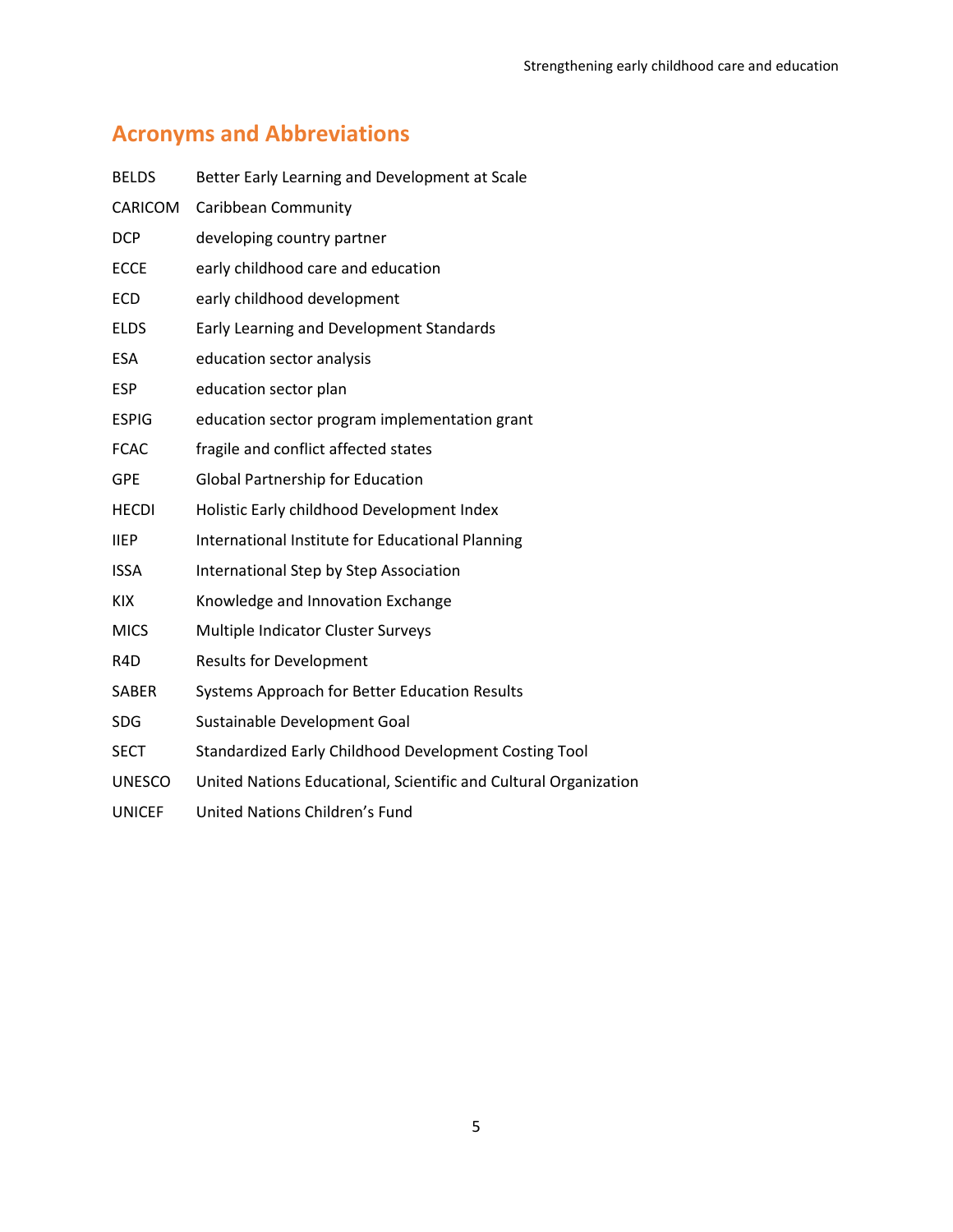## Acronyms and Abbreviations

| | |
|---|---|
| BELDS | Better Early Learning and Development at Scale |
| CARICOM | Caribbean Community |
| DCP | developing country partner |
| ECCE | early childhood care and education |
| ECD | early childhood development |
| ELDS | Early Learning and Development Standards |
| ESA | education sector analysis |
| ESP | education sector plan |
| ESPIG | education sector program implementation grant |
| FCAC | fragile and conflict affected states |
| GPE | Global Partnership for Education |
| HECDI | Holistic Early childhood Development Index |
| IIEP | International Institute for Educational Planning |
| ISSA | International Step by Step Association |
| KIX | Knowledge and Innovation Exchange |
| MICS | Multiple Indicator Cluster Surveys |
| R4D | Results for Development |
| SABER | Systems Approach for Better Education Results |
| SDG | Sustainable Development Goal |
| SECT | Standardized Early Childhood Development Costing Tool |
| UNESCO | United Nations Educational, Scientific and Cultural Organization |
| UNICEF | United Nations Children's Fund |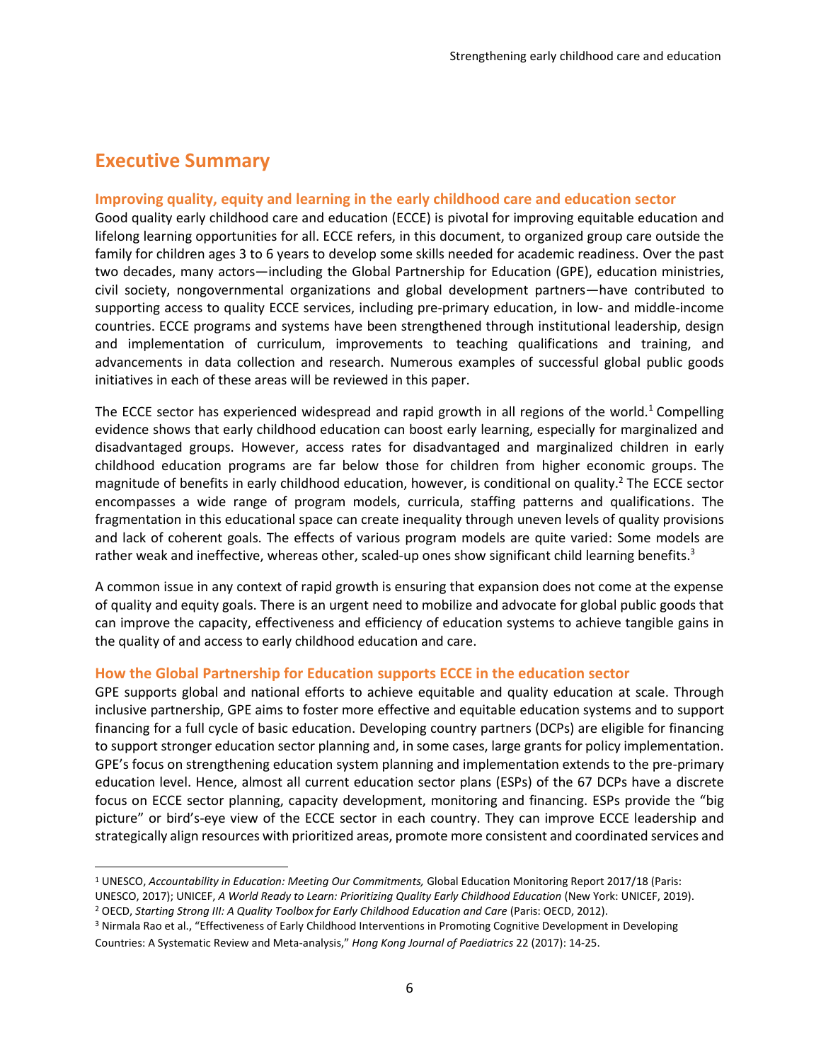# Executive Summary

## Improving quality, equity and learning in the early childhood care and education sector

Good quality early childhood care and education (ECCE) is pivotal for improving equitable education and lifelong learning opportunities for all. ECCE refers, in this document, to organized group care outside the family for children ages 3 to 6 years to develop some skills needed for academic readiness. Over the past two decades, many actors—including the Global Partnership for Education (GPE), education ministries, civil society, nongovernmental organizations and global development partners—have contributed to supporting access to quality ECCE services, including pre-primary education, in low- and middle-income countries. ECCE programs and systems have been strengthened through institutional leadership, design and implementation of curriculum, improvements to teaching qualifications and training, and advancements in data collection and research. Numerous examples of successful global public goods initiatives in each of these areas will be reviewed in this paper.

The ECCE sector has experienced widespread and rapid growth in all regions of the world.[1] Compelling evidence shows that early childhood education can boost early learning, especially for marginalized and disadvantaged groups. However, access rates for disadvantaged and marginalized children in early childhood education programs are far below those for children from higher economic groups. The magnitude of benefits in early childhood education, however, is conditional on quality.[2] The ECCE sector encompasses a wide range of program models, curricula, staffing patterns and qualifications. The fragmentation in this educational space can create inequality through uneven levels of quality provisions and lack of coherent goals. The effects of various program models are quite varied: Some models are rather weak and ineffective, whereas other, scaled-up ones show significant child learning benefits.[3]

A common issue in any context of rapid growth is ensuring that expansion does not come at the expense of quality and equity goals. There is an urgent need to mobilize and advocate for global public goods that can improve the capacity, effectiveness and efficiency of education systems to achieve tangible gains in the quality of and access to early childhood education and care.

## How the Global Partnership for Education supports ECCE in the education sector

GPE supports global and national efforts to achieve equitable and quality education at scale. Through inclusive partnership, GPE aims to foster more effective and equitable education systems and to support financing for a full cycle of basic education. Developing country partners (DCPs) are eligible for financing to support stronger education sector planning and, in some cases, large grants for policy implementation. GPE's focus on strengthening education system planning and implementation extends to the pre-primary education level. Hence, almost all current education sector plans (ESPs) of the 67 DCPs have a discrete focus on ECCE sector planning, capacity development, monitoring and financing. ESPs provide the "big picture" or bird's-eye view of the ECCE sector in each country. They can improve ECCE leadership and strategically align resources with prioritized areas, promote more consistent and coordinated services and

---

[1] UNESCO, *Accountability in Education: Meeting Our Commitments,* Global Education Monitoring Report 2017/18 (Paris: UNESCO, 2017); UNICEF, *A World Ready to Learn: Prioritizing Quality Early Childhood Education* (New York: UNICEF, 2019).

[2] OECD, *Starting Strong III: A Quality Toolbox for Early Childhood Education and Care* (Paris: OECD, 2012).

[3] Nirmala Rao et al., "Effectiveness of Early Childhood Interventions in Promoting Cognitive Development in Developing Countries: A Systematic Review and Meta-analysis," *Hong Kong Journal of Paediatrics* 22 (2017): 14-25.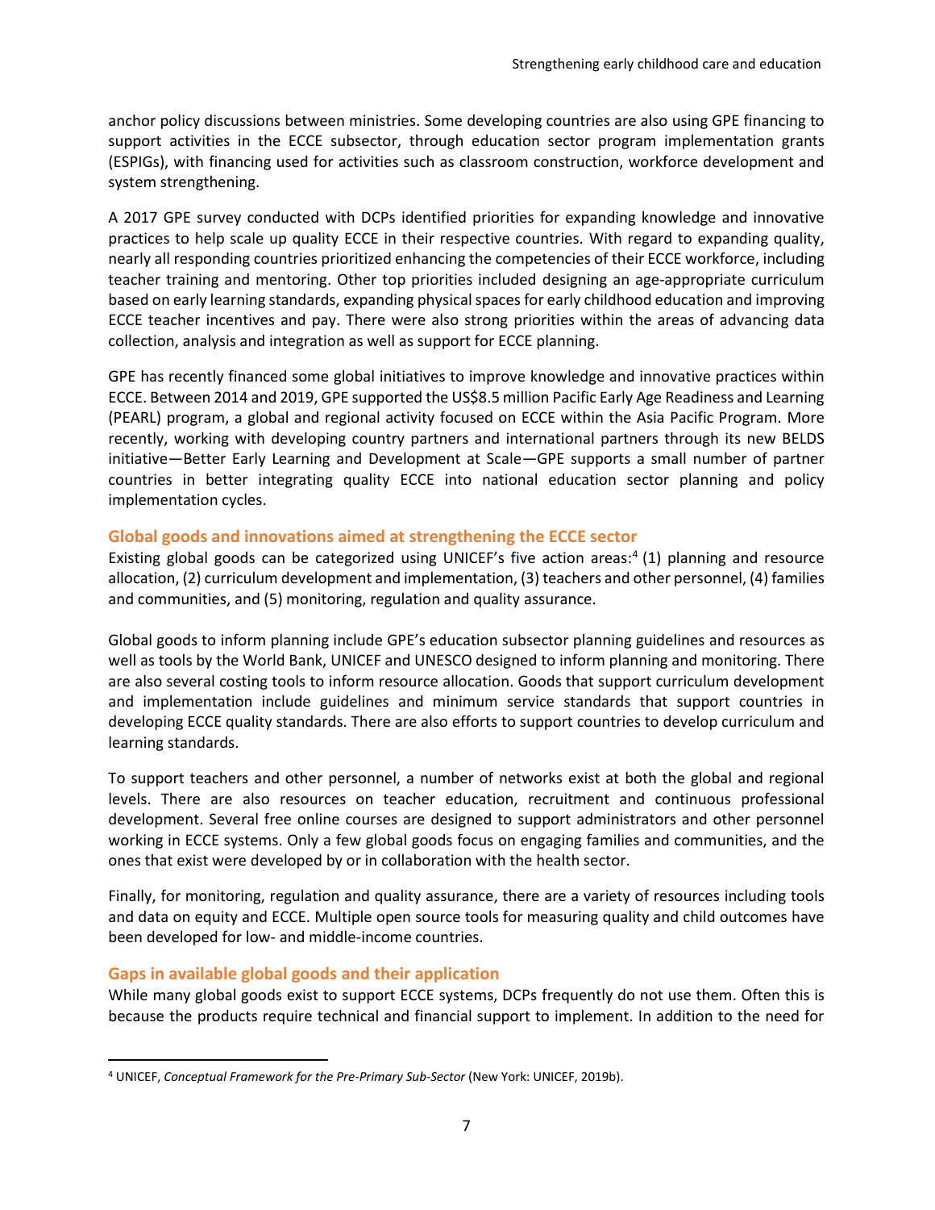anchor policy discussions between ministries. Some developing countries are also using GPE financing to support activities in the ECCE subsector, through education sector program implementation grants (ESPIGs), with financing used for activities such as classroom construction, workforce development and system strengthening.

A 2017 GPE survey conducted with DCPs identified priorities for expanding knowledge and innovative practices to help scale up quality ECCE in their respective countries. With regard to expanding quality, nearly all responding countries prioritized enhancing the competencies of their ECCE workforce, including teacher training and mentoring. Other top priorities included designing an age-appropriate curriculum based on early learning standards, expanding physical spaces for early childhood education and improving ECCE teacher incentives and pay. There were also strong priorities within the areas of advancing data collection, analysis and integration as well as support for ECCE planning.

GPE has recently financed some global initiatives to improve knowledge and innovative practices within ECCE. Between 2014 and 2019, GPE supported the US$8.5 million Pacific Early Age Readiness and Learning (PEARL) program, a global and regional activity focused on ECCE within the Asia Pacific Program. More recently, working with developing country partners and international partners through its new BELDS initiative—Better Early Learning and Development at Scale—GPE supports a small number of partner countries in better integrating quality ECCE into national education sector planning and policy implementation cycles.

### Global goods and innovations aimed at strengthening the ECCE sector

Existing global goods can be categorized using UNICEF's five action areas:[4] (1) planning and resource allocation, (2) curriculum development and implementation, (3) teachers and other personnel, (4) families and communities, and (5) monitoring, regulation and quality assurance.

Global goods to inform planning include GPE's education subsector planning guidelines and resources as well as tools by the World Bank, UNICEF and UNESCO designed to inform planning and monitoring. There are also several costing tools to inform resource allocation. Goods that support curriculum development and implementation include guidelines and minimum service standards that support countries in developing ECCE quality standards. There are also efforts to support countries to develop curriculum and learning standards.

To support teachers and other personnel, a number of networks exist at both the global and regional levels. There are also resources on teacher education, recruitment and continuous professional development. Several free online courses are designed to support administrators and other personnel working in ECCE systems. Only a few global goods focus on engaging families and communities, and the ones that exist were developed by or in collaboration with the health sector.

Finally, for monitoring, regulation and quality assurance, there are a variety of resources including tools and data on equity and ECCE. Multiple open source tools for measuring quality and child outcomes have been developed for low- and middle-income countries.

### Gaps in available global goods and their application

While many global goods exist to support ECCE systems, DCPs frequently do not use them. Often this is because the products require technical and financial support to implement. In addition to the need for

---

[4] UNICEF, *Conceptual Framework for the Pre-Primary Sub-Sector* (New York: UNICEF, 2019b).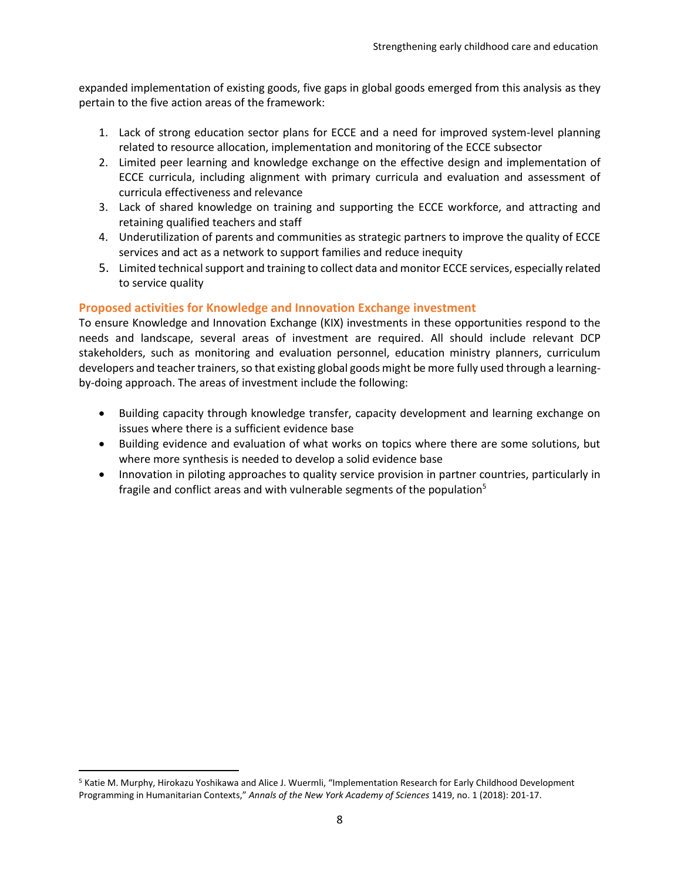expanded implementation of existing goods, five gaps in global goods emerged from this analysis as they pertain to the five action areas of the framework:

1. Lack of strong education sector plans for ECCE and a need for improved system-level planning related to resource allocation, implementation and monitoring of the ECCE subsector
2. Limited peer learning and knowledge exchange on the effective design and implementation of ECCE curricula, including alignment with primary curricula and evaluation and assessment of curricula effectiveness and relevance
3. Lack of shared knowledge on training and supporting the ECCE workforce, and attracting and retaining qualified teachers and staff
4. Underutilization of parents and communities as strategic partners to improve the quality of ECCE services and act as a network to support families and reduce inequity
5. Limited technical support and training to collect data and monitor ECCE services, especially related to service quality

### Proposed activities for Knowledge and Innovation Exchange investment

To ensure Knowledge and Innovation Exchange (KIX) investments in these opportunities respond to the needs and landscape, several areas of investment are required. All should include relevant DCP stakeholders, such as monitoring and evaluation personnel, education ministry planners, curriculum developers and teacher trainers, so that existing global goods might be more fully used through a learning-by-doing approach. The areas of investment include the following:

- Building capacity through knowledge transfer, capacity development and learning exchange on issues where there is a sufficient evidence base
- Building evidence and evaluation of what works on topics where there are some solutions, but where more synthesis is needed to develop a solid evidence base
- Innovation in piloting approaches to quality service provision in partner countries, particularly in fragile and conflict areas and with vulnerable segments of the population[5]

[5] Katie M. Murphy, Hirokazu Yoshikawa and Alice J. Wuermli, "Implementation Research for Early Childhood Development Programming in Humanitarian Contexts," *Annals of the New York Academy of Sciences* 1419, no. 1 (2018): 201-17.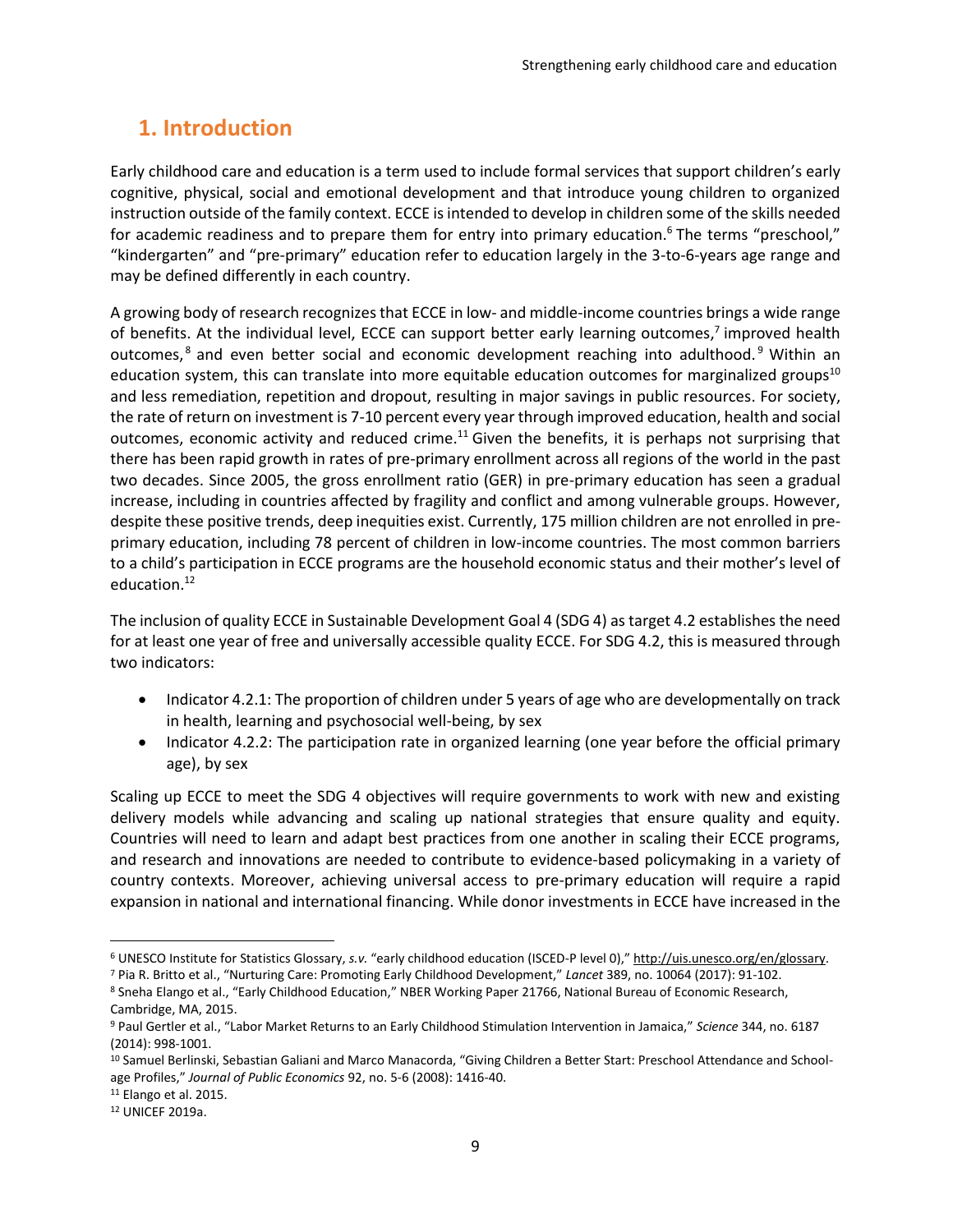# 1. Introduction

Early childhood care and education is a term used to include formal services that support children's early cognitive, physical, social and emotional development and that introduce young children to organized instruction outside of the family context. ECCE is intended to develop in children some of the skills needed for academic readiness and to prepare them for entry into primary education.[6] The terms "preschool," "kindergarten" and "pre-primary" education refer to education largely in the 3-to-6-years age range and may be defined differently in each country.

A growing body of research recognizes that ECCE in low- and middle-income countries brings a wide range of benefits. At the individual level, ECCE can support better early learning outcomes,[7] improved health outcomes,[8] and even better social and economic development reaching into adulthood.[9] Within an education system, this can translate into more equitable education outcomes for marginalized groups[10] and less remediation, repetition and dropout, resulting in major savings in public resources. For society, the rate of return on investment is 7-10 percent every year through improved education, health and social outcomes, economic activity and reduced crime.[11] Given the benefits, it is perhaps not surprising that there has been rapid growth in rates of pre-primary enrollment across all regions of the world in the past two decades. Since 2005, the gross enrollment ratio (GER) in pre-primary education has seen a gradual increase, including in countries affected by fragility and conflict and among vulnerable groups. However, despite these positive trends, deep inequities exist. Currently, 175 million children are not enrolled in pre-primary education, including 78 percent of children in low-income countries. The most common barriers to a child's participation in ECCE programs are the household economic status and their mother's level of education.[12]

The inclusion of quality ECCE in Sustainable Development Goal 4 (SDG 4) as target 4.2 establishes the need for at least one year of free and universally accessible quality ECCE. For SDG 4.2, this is measured through two indicators:

- Indicator 4.2.1: The proportion of children under 5 years of age who are developmentally on track in health, learning and psychosocial well-being, by sex
- Indicator 4.2.2: The participation rate in organized learning (one year before the official primary age), by sex

Scaling up ECCE to meet the SDG 4 objectives will require governments to work with new and existing delivery models while advancing and scaling up national strategies that ensure quality and equity. Countries will need to learn and adapt best practices from one another in scaling their ECCE programs, and research and innovations are needed to contribute to evidence-based policymaking in a variety of country contexts. Moreover, achieving universal access to pre-primary education will require a rapid expansion in national and international financing. While donor investments in ECCE have increased in the

---

[6] UNESCO Institute for Statistics Glossary, *s.v.* "early childhood education (ISCED-P level 0)," http://uis.unesco.org/en/glossary.

[7] Pia R. Britto et al., "Nurturing Care: Promoting Early Childhood Development," *Lancet* 389, no. 10064 (2017): 91-102.

[8] Sneha Elango et al., "Early Childhood Education," NBER Working Paper 21766, National Bureau of Economic Research, Cambridge, MA, 2015.

[9] Paul Gertler et al., "Labor Market Returns to an Early Childhood Stimulation Intervention in Jamaica," *Science* 344, no. 6187 (2014): 998-1001.

[10] Samuel Berlinski, Sebastian Galiani and Marco Manacorda, "Giving Children a Better Start: Preschool Attendance and School-age Profiles," *Journal of Public Economics* 92, no. 5-6 (2008): 1416-40.

[11] Elango et al. 2015.

[12] UNICEF 2019a.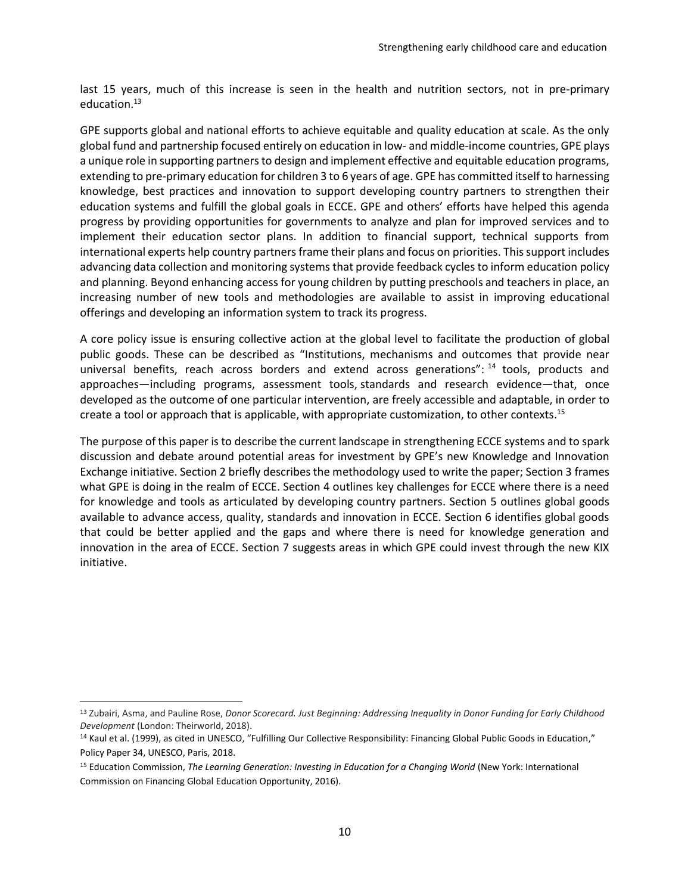last 15 years, much of this increase is seen in the health and nutrition sectors, not in pre-primary education.[13]

GPE supports global and national efforts to achieve equitable and quality education at scale. As the only global fund and partnership focused entirely on education in low- and middle-income countries, GPE plays a unique role in supporting partners to design and implement effective and equitable education programs, extending to pre-primary education for children 3 to 6 years of age. GPE has committed itself to harnessing knowledge, best practices and innovation to support developing country partners to strengthen their education systems and fulfill the global goals in ECCE. GPE and others' efforts have helped this agenda progress by providing opportunities for governments to analyze and plan for improved services and to implement their education sector plans. In addition to financial support, technical supports from international experts help country partners frame their plans and focus on priorities. This support includes advancing data collection and monitoring systems that provide feedback cycles to inform education policy and planning. Beyond enhancing access for young children by putting preschools and teachers in place, an increasing number of new tools and methodologies are available to assist in improving educational offerings and developing an information system to track its progress.

A core policy issue is ensuring collective action at the global level to facilitate the production of global public goods. These can be described as "Institutions, mechanisms and outcomes that provide near universal benefits, reach across borders and extend across generations":[14] tools, products and approaches—including programs, assessment tools, standards and research evidence—that, once developed as the outcome of one particular intervention, are freely accessible and adaptable, in order to create a tool or approach that is applicable, with appropriate customization, to other contexts.[15]

The purpose of this paper is to describe the current landscape in strengthening ECCE systems and to spark discussion and debate around potential areas for investment by GPE's new Knowledge and Innovation Exchange initiative. Section 2 briefly describes the methodology used to write the paper; Section 3 frames what GPE is doing in the realm of ECCE. Section 4 outlines key challenges for ECCE where there is a need for knowledge and tools as articulated by developing country partners. Section 5 outlines global goods available to advance access, quality, standards and innovation in ECCE. Section 6 identifies global goods that could be better applied and the gaps and where there is need for knowledge generation and innovation in the area of ECCE. Section 7 suggests areas in which GPE could invest through the new KIX initiative.

---

[13] Zubairi, Asma, and Pauline Rose, *Donor Scorecard. Just Beginning: Addressing Inequality in Donor Funding for Early Childhood Development* (London: Theirworld, 2018).

[14] Kaul et al. (1999), as cited in UNESCO, "Fulfilling Our Collective Responsibility: Financing Global Public Goods in Education," Policy Paper 34, UNESCO, Paris, 2018.

[15] Education Commission, *The Learning Generation: Investing in Education for a Changing World* (New York: International Commission on Financing Global Education Opportunity, 2016).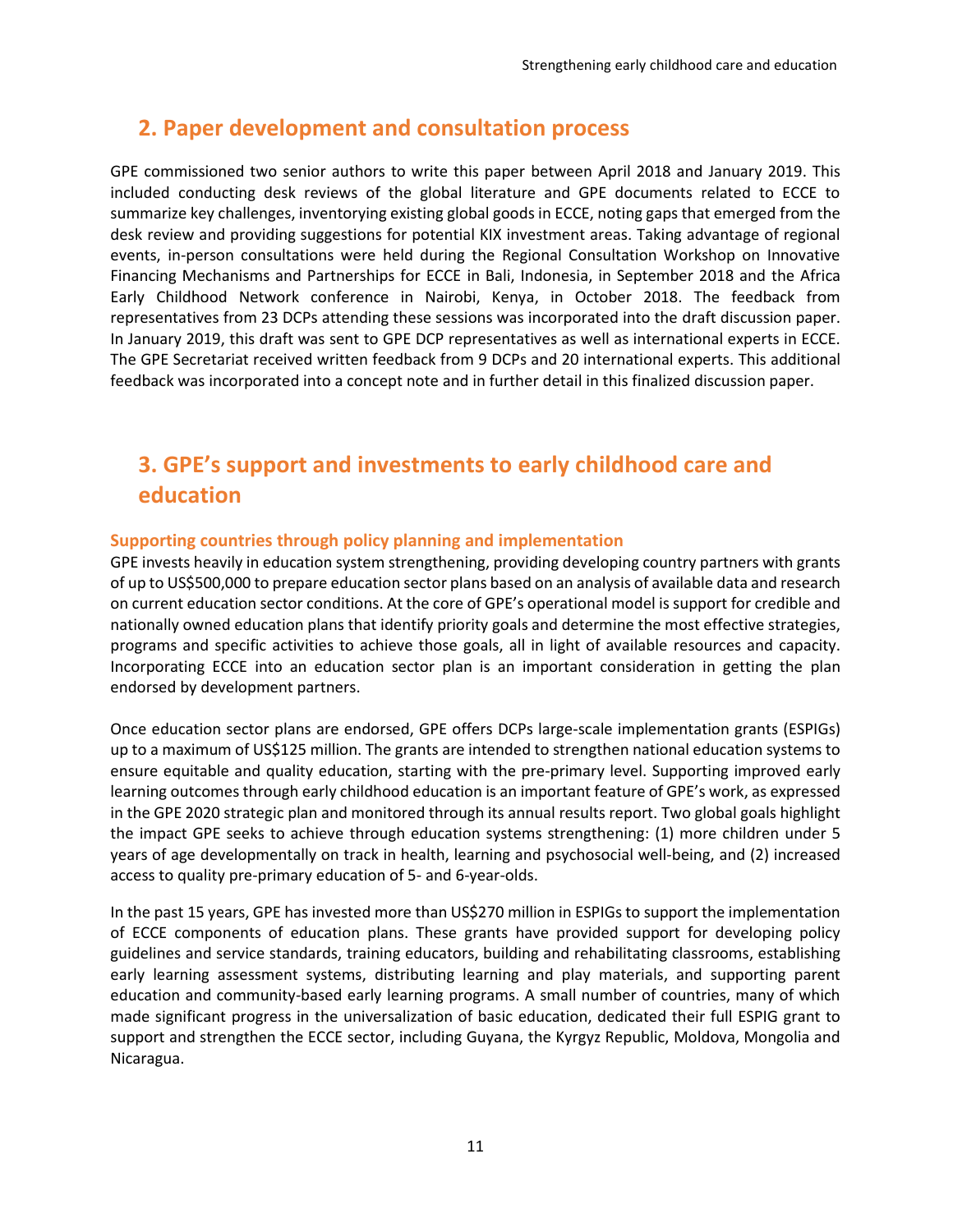## 2. Paper development and consultation process

GPE commissioned two senior authors to write this paper between April 2018 and January 2019. This included conducting desk reviews of the global literature and GPE documents related to ECCE to summarize key challenges, inventorying existing global goods in ECCE, noting gaps that emerged from the desk review and providing suggestions for potential KIX investment areas. Taking advantage of regional events, in-person consultations were held during the Regional Consultation Workshop on Innovative Financing Mechanisms and Partnerships for ECCE in Bali, Indonesia, in September 2018 and the Africa Early Childhood Network conference in Nairobi, Kenya, in October 2018. The feedback from representatives from 23 DCPs attending these sessions was incorporated into the draft discussion paper. In January 2019, this draft was sent to GPE DCP representatives as well as international experts in ECCE. The GPE Secretariat received written feedback from 9 DCPs and 20 international experts. This additional feedback was incorporated into a concept note and in further detail in this finalized discussion paper.

## 3. GPE's support and investments to early childhood care and education

### Supporting countries through policy planning and implementation

GPE invests heavily in education system strengthening, providing developing country partners with grants of up to US$500,000 to prepare education sector plans based on an analysis of available data and research on current education sector conditions. At the core of GPE's operational model is support for credible and nationally owned education plans that identify priority goals and determine the most effective strategies, programs and specific activities to achieve those goals, all in light of available resources and capacity. Incorporating ECCE into an education sector plan is an important consideration in getting the plan endorsed by development partners.

Once education sector plans are endorsed, GPE offers DCPs large-scale implementation grants (ESPIGs) up to a maximum of US$125 million. The grants are intended to strengthen national education systems to ensure equitable and quality education, starting with the pre-primary level. Supporting improved early learning outcomes through early childhood education is an important feature of GPE's work, as expressed in the GPE 2020 strategic plan and monitored through its annual results report. Two global goals highlight the impact GPE seeks to achieve through education systems strengthening: (1) more children under 5 years of age developmentally on track in health, learning and psychosocial well-being, and (2) increased access to quality pre-primary education of 5- and 6-year-olds.

In the past 15 years, GPE has invested more than US$270 million in ESPIGs to support the implementation of ECCE components of education plans. These grants have provided support for developing policy guidelines and service standards, training educators, building and rehabilitating classrooms, establishing early learning assessment systems, distributing learning and play materials, and supporting parent education and community-based early learning programs. A small number of countries, many of which made significant progress in the universalization of basic education, dedicated their full ESPIG grant to support and strengthen the ECCE sector, including Guyana, the Kyrgyz Republic, Moldova, Mongolia and Nicaragua.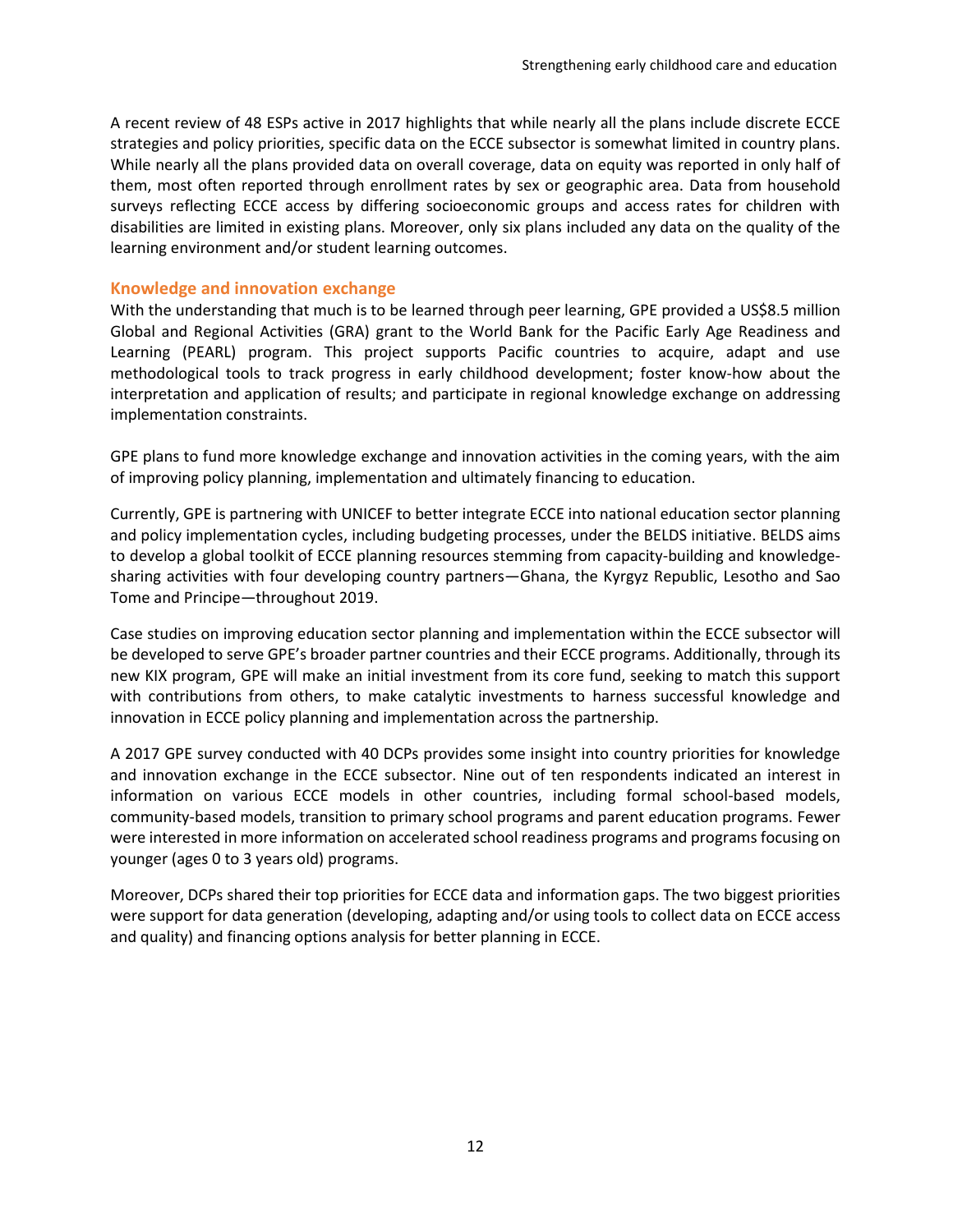A recent review of 48 ESPs active in 2017 highlights that while nearly all the plans include discrete ECCE strategies and policy priorities, specific data on the ECCE subsector is somewhat limited in country plans. While nearly all the plans provided data on overall coverage, data on equity was reported in only half of them, most often reported through enrollment rates by sex or geographic area. Data from household surveys reflecting ECCE access by differing socioeconomic groups and access rates for children with disabilities are limited in existing plans. Moreover, only six plans included any data on the quality of the learning environment and/or student learning outcomes.

### Knowledge and innovation exchange

With the understanding that much is to be learned through peer learning, GPE provided a US$8.5 million Global and Regional Activities (GRA) grant to the World Bank for the Pacific Early Age Readiness and Learning (PEARL) program. This project supports Pacific countries to acquire, adapt and use methodological tools to track progress in early childhood development; foster know-how about the interpretation and application of results; and participate in regional knowledge exchange on addressing implementation constraints.

GPE plans to fund more knowledge exchange and innovation activities in the coming years, with the aim of improving policy planning, implementation and ultimately financing to education.

Currently, GPE is partnering with UNICEF to better integrate ECCE into national education sector planning and policy implementation cycles, including budgeting processes, under the BELDS initiative. BELDS aims to develop a global toolkit of ECCE planning resources stemming from capacity-building and knowledge-sharing activities with four developing country partners—Ghana, the Kyrgyz Republic, Lesotho and Sao Tome and Principe—throughout 2019.

Case studies on improving education sector planning and implementation within the ECCE subsector will be developed to serve GPE's broader partner countries and their ECCE programs. Additionally, through its new KIX program, GPE will make an initial investment from its core fund, seeking to match this support with contributions from others, to make catalytic investments to harness successful knowledge and innovation in ECCE policy planning and implementation across the partnership.

A 2017 GPE survey conducted with 40 DCPs provides some insight into country priorities for knowledge and innovation exchange in the ECCE subsector. Nine out of ten respondents indicated an interest in information on various ECCE models in other countries, including formal school-based models, community-based models, transition to primary school programs and parent education programs. Fewer were interested in more information on accelerated school readiness programs and programs focusing on younger (ages 0 to 3 years old) programs.

Moreover, DCPs shared their top priorities for ECCE data and information gaps. The two biggest priorities were support for data generation (developing, adapting and/or using tools to collect data on ECCE access and quality) and financing options analysis for better planning in ECCE.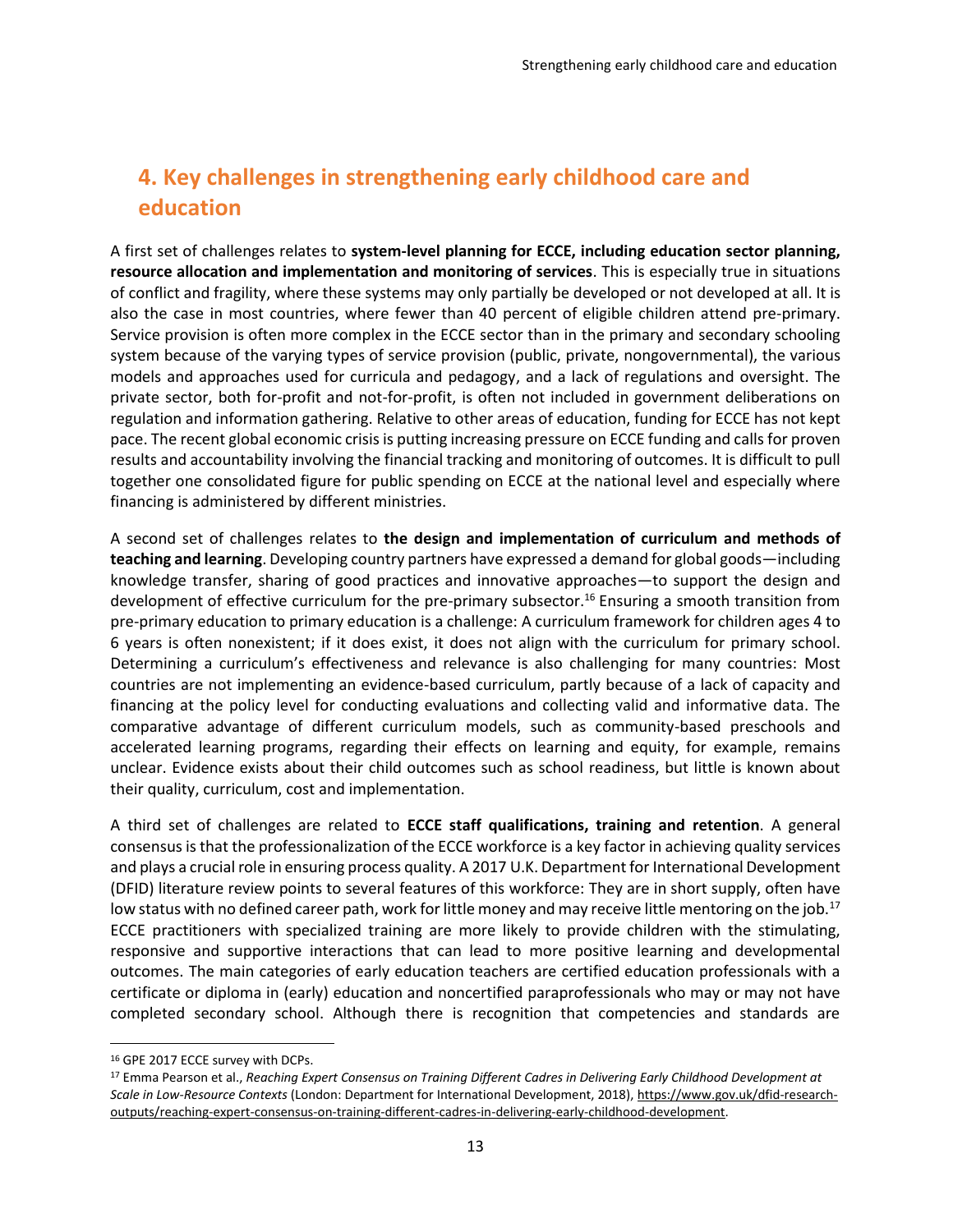## 4. Key challenges in strengthening early childhood care and education

A first set of challenges relates to **system-level planning for ECCE, including education sector planning, resource allocation and implementation and monitoring of services**. This is especially true in situations of conflict and fragility, where these systems may only partially be developed or not developed at all. It is also the case in most countries, where fewer than 40 percent of eligible children attend pre-primary. Service provision is often more complex in the ECCE sector than in the primary and secondary schooling system because of the varying types of service provision (public, private, nongovernmental), the various models and approaches used for curricula and pedagogy, and a lack of regulations and oversight. The private sector, both for-profit and not-for-profit, is often not included in government deliberations on regulation and information gathering. Relative to other areas of education, funding for ECCE has not kept pace. The recent global economic crisis is putting increasing pressure on ECCE funding and calls for proven results and accountability involving the financial tracking and monitoring of outcomes. It is difficult to pull together one consolidated figure for public spending on ECCE at the national level and especially where financing is administered by different ministries.

A second set of challenges relates to **the design and implementation of curriculum and methods of teaching and learning**. Developing country partners have expressed a demand for global goods—including knowledge transfer, sharing of good practices and innovative approaches—to support the design and development of effective curriculum for the pre-primary subsector.[16] Ensuring a smooth transition from pre-primary education to primary education is a challenge: A curriculum framework for children ages 4 to 6 years is often nonexistent; if it does exist, it does not align with the curriculum for primary school. Determining a curriculum's effectiveness and relevance is also challenging for many countries: Most countries are not implementing an evidence-based curriculum, partly because of a lack of capacity and financing at the policy level for conducting evaluations and collecting valid and informative data. The comparative advantage of different curriculum models, such as community-based preschools and accelerated learning programs, regarding their effects on learning and equity, for example, remains unclear. Evidence exists about their child outcomes such as school readiness, but little is known about their quality, curriculum, cost and implementation.

A third set of challenges are related to **ECCE staff qualifications, training and retention**. A general consensus is that the professionalization of the ECCE workforce is a key factor in achieving quality services and plays a crucial role in ensuring process quality. A 2017 U.K. Department for International Development (DFID) literature review points to several features of this workforce: They are in short supply, often have low status with no defined career path, work for little money and may receive little mentoring on the job.[17] ECCE practitioners with specialized training are more likely to provide children with the stimulating, responsive and supportive interactions that can lead to more positive learning and developmental outcomes. The main categories of early education teachers are certified education professionals with a certificate or diploma in (early) education and noncertified paraprofessionals who may or may not have completed secondary school. Although there is recognition that competencies and standards are

---

[16] GPE 2017 ECCE survey with DCPs.

[17] Emma Pearson et al., *Reaching Expert Consensus on Training Different Cadres in Delivering Early Childhood Development at Scale in Low-Resource Contexts* (London: Department for International Development, 2018), https://www.gov.uk/dfid-research-outputs/reaching-expert-consensus-on-training-different-cadres-in-delivering-early-childhood-development.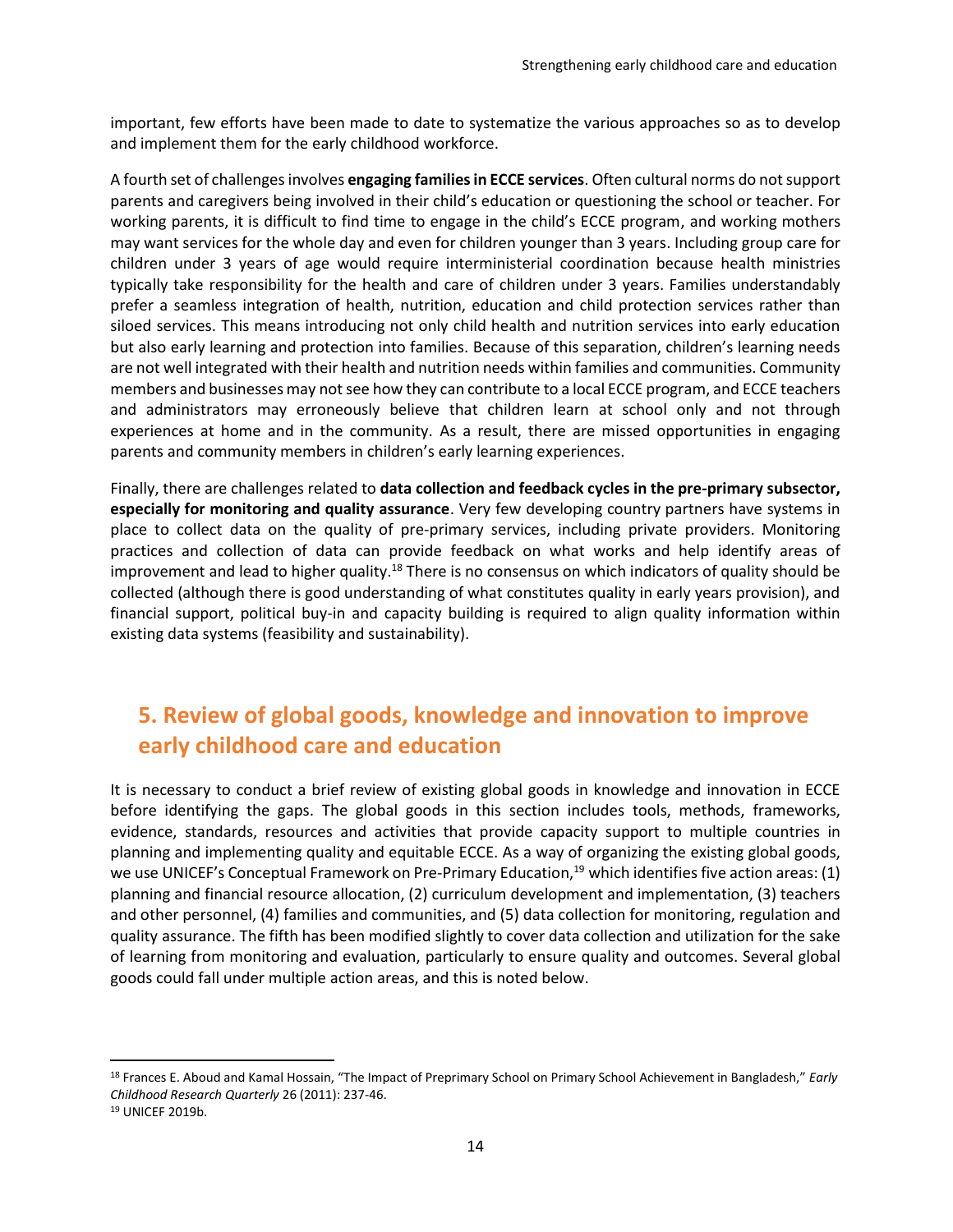important, few efforts have been made to date to systematize the various approaches so as to develop and implement them for the early childhood workforce.

A fourth set of challenges involves **engaging families in ECCE services**. Often cultural norms do not support parents and caregivers being involved in their child's education or questioning the school or teacher. For working parents, it is difficult to find time to engage in the child's ECCE program, and working mothers may want services for the whole day and even for children younger than 3 years. Including group care for children under 3 years of age would require interministerial coordination because health ministries typically take responsibility for the health and care of children under 3 years. Families understandably prefer a seamless integration of health, nutrition, education and child protection services rather than siloed services. This means introducing not only child health and nutrition services into early education but also early learning and protection into families. Because of this separation, children's learning needs are not well integrated with their health and nutrition needs within families and communities. Community members and businesses may not see how they can contribute to a local ECCE program, and ECCE teachers and administrators may erroneously believe that children learn at school only and not through experiences at home and in the community. As a result, there are missed opportunities in engaging parents and community members in children's early learning experiences.

Finally, there are challenges related to **data collection and feedback cycles in the pre-primary subsector, especially for monitoring and quality assurance**. Very few developing country partners have systems in place to collect data on the quality of pre-primary services, including private providers. Monitoring practices and collection of data can provide feedback on what works and help identify areas of improvement and lead to higher quality.[18] There is no consensus on which indicators of quality should be collected (although there is good understanding of what constitutes quality in early years provision), and financial support, political buy-in and capacity building is required to align quality information within existing data systems (feasibility and sustainability).

## 5. Review of global goods, knowledge and innovation to improve early childhood care and education

It is necessary to conduct a brief review of existing global goods in knowledge and innovation in ECCE before identifying the gaps. The global goods in this section includes tools, methods, frameworks, evidence, standards, resources and activities that provide capacity support to multiple countries in planning and implementing quality and equitable ECCE. As a way of organizing the existing global goods, we use UNICEF's Conceptual Framework on Pre-Primary Education,[19] which identifies five action areas: (1) planning and financial resource allocation, (2) curriculum development and implementation, (3) teachers and other personnel, (4) families and communities, and (5) data collection for monitoring, regulation and quality assurance. The fifth has been modified slightly to cover data collection and utilization for the sake of learning from monitoring and evaluation, particularly to ensure quality and outcomes. Several global goods could fall under multiple action areas, and this is noted below.

---

[18] Frances E. Aboud and Kamal Hossain, "The Impact of Preprimary School on Primary School Achievement in Bangladesh," *Early Childhood Research Quarterly* 26 (2011): 237-46.

[19] UNICEF 2019b.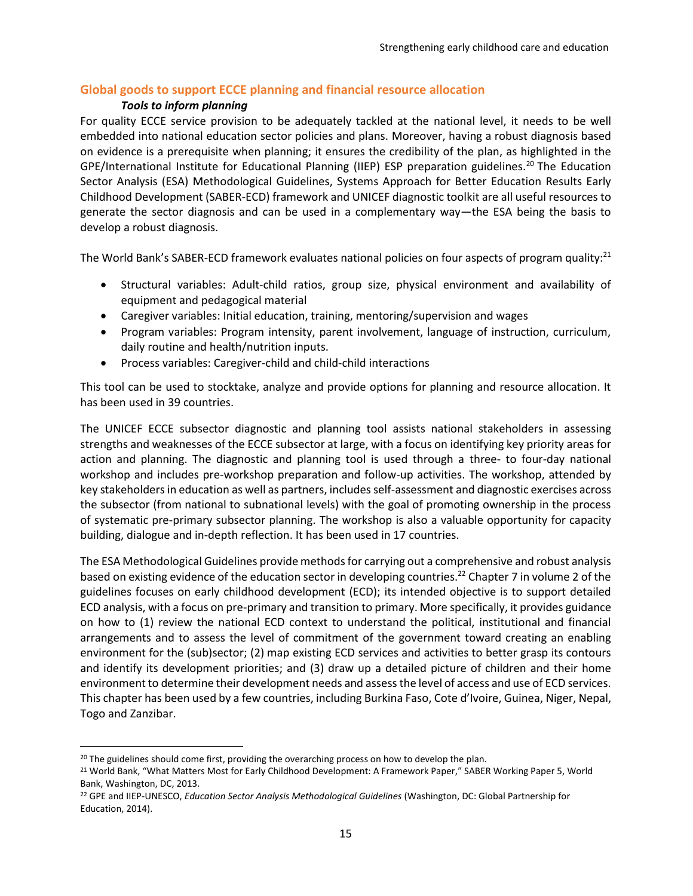## Global goods to support ECCE planning and financial resource allocation

### *Tools to inform planning*

For quality ECCE service provision to be adequately tackled at the national level, it needs to be well embedded into national education sector policies and plans. Moreover, having a robust diagnosis based on evidence is a prerequisite when planning; it ensures the credibility of the plan, as highlighted in the GPE/International Institute for Educational Planning (IIEP) ESP preparation guidelines.[20] The Education Sector Analysis (ESA) Methodological Guidelines, Systems Approach for Better Education Results Early Childhood Development (SABER-ECD) framework and UNICEF diagnostic toolkit are all useful resources to generate the sector diagnosis and can be used in a complementary way—the ESA being the basis to develop a robust diagnosis.

The World Bank's SABER-ECD framework evaluates national policies on four aspects of program quality:[21]

- Structural variables: Adult-child ratios, group size, physical environment and availability of equipment and pedagogical material
- Caregiver variables: Initial education, training, mentoring/supervision and wages
- Program variables: Program intensity, parent involvement, language of instruction, curriculum, daily routine and health/nutrition inputs.
- Process variables: Caregiver-child and child-child interactions

This tool can be used to stocktake, analyze and provide options for planning and resource allocation. It has been used in 39 countries.

The UNICEF ECCE subsector diagnostic and planning tool assists national stakeholders in assessing strengths and weaknesses of the ECCE subsector at large, with a focus on identifying key priority areas for action and planning. The diagnostic and planning tool is used through a three- to four-day national workshop and includes pre-workshop preparation and follow-up activities. The workshop, attended by key stakeholders in education as well as partners, includes self-assessment and diagnostic exercises across the subsector (from national to subnational levels) with the goal of promoting ownership in the process of systematic pre-primary subsector planning. The workshop is also a valuable opportunity for capacity building, dialogue and in-depth reflection. It has been used in 17 countries.

The ESA Methodological Guidelines provide methods for carrying out a comprehensive and robust analysis based on existing evidence of the education sector in developing countries.[22] Chapter 7 in volume 2 of the guidelines focuses on early childhood development (ECD); its intended objective is to support detailed ECD analysis, with a focus on pre-primary and transition to primary. More specifically, it provides guidance on how to (1) review the national ECD context to understand the political, institutional and financial arrangements and to assess the level of commitment of the government toward creating an enabling environment for the (sub)sector; (2) map existing ECD services and activities to better grasp its contours and identify its development priorities; and (3) draw up a detailed picture of children and their home environment to determine their development needs and assess the level of access and use of ECD services. This chapter has been used by a few countries, including Burkina Faso, Cote d'Ivoire, Guinea, Niger, Nepal, Togo and Zanzibar.

---

[20] The guidelines should come first, providing the overarching process on how to develop the plan.

[21] World Bank, "What Matters Most for Early Childhood Development: A Framework Paper," SABER Working Paper 5, World Bank, Washington, DC, 2013.

[22] GPE and IIEP-UNESCO, *Education Sector Analysis Methodological Guidelines* (Washington, DC: Global Partnership for Education, 2014).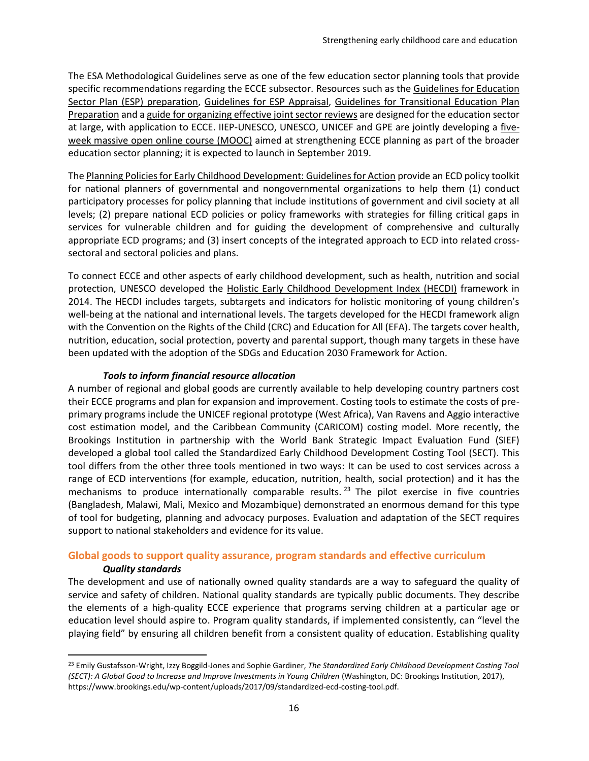The ESA Methodological Guidelines serve as one of the few education sector planning tools that provide specific recommendations regarding the ECCE subsector. Resources such as the Guidelines for Education Sector Plan (ESP) preparation, Guidelines for ESP Appraisal, Guidelines for Transitional Education Plan Preparation and a guide for organizing effective joint sector reviews are designed for the education sector at large, with application to ECCE. IIEP-UNESCO, UNESCO, UNICEF and GPE are jointly developing a five-week massive open online course (MOOC) aimed at strengthening ECCE planning as part of the broader education sector planning; it is expected to launch in September 2019.

The Planning Policies for Early Childhood Development: Guidelines for Action provide an ECD policy toolkit for national planners of governmental and nongovernmental organizations to help them (1) conduct participatory processes for policy planning that include institutions of government and civil society at all levels; (2) prepare national ECD policies or policy frameworks with strategies for filling critical gaps in services for vulnerable children and for guiding the development of comprehensive and culturally appropriate ECD programs; and (3) insert concepts of the integrated approach to ECD into related cross-sectoral and sectoral policies and plans.

To connect ECCE and other aspects of early childhood development, such as health, nutrition and social protection, UNESCO developed the Holistic Early Childhood Development Index (HECDI) framework in 2014. The HECDI includes targets, subtargets and indicators for holistic monitoring of young children's well-being at the national and international levels. The targets developed for the HECDI framework align with the Convention on the Rights of the Child (CRC) and Education for All (EFA). The targets cover health, nutrition, education, social protection, poverty and parental support, though many targets in these have been updated with the adoption of the SDGs and Education 2030 Framework for Action.

#### *Tools to inform financial resource allocation*

A number of regional and global goods are currently available to help developing country partners cost their ECCE programs and plan for expansion and improvement. Costing tools to estimate the costs of pre-primary programs include the UNICEF regional prototype (West Africa), Van Ravens and Aggio interactive cost estimation model, and the Caribbean Community (CARICOM) costing model. More recently, the Brookings Institution in partnership with the World Bank Strategic Impact Evaluation Fund (SIEF) developed a global tool called the Standardized Early Childhood Development Costing Tool (SECT). This tool differs from the other three tools mentioned in two ways: It can be used to cost services across a range of ECD interventions (for example, education, nutrition, health, social protection) and it has the mechanisms to produce internationally comparable results.[23] The pilot exercise in five countries (Bangladesh, Malawi, Mali, Mexico and Mozambique) demonstrated an enormous demand for this type of tool for budgeting, planning and advocacy purposes. Evaluation and adaptation of the SECT requires support to national stakeholders and evidence for its value.

### Global goods to support quality assurance, program standards and effective curriculum

#### *Quality standards*

The development and use of nationally owned quality standards are a way to safeguard the quality of service and safety of children. National quality standards are typically public documents. They describe the elements of a high-quality ECCE experience that programs serving children at a particular age or education level should aspire to. Program quality standards, if implemented consistently, can "level the playing field" by ensuring all children benefit from a consistent quality of education. Establishing quality

---

[23] Emily Gustafsson-Wright, Izzy Boggild-Jones and Sophie Gardiner, *The Standardized Early Childhood Development Costing Tool (SECT): A Global Good to Increase and Improve Investments in Young Children* (Washington, DC: Brookings Institution, 2017), https://www.brookings.edu/wp-content/uploads/2017/09/standardized-ecd-costing-tool.pdf.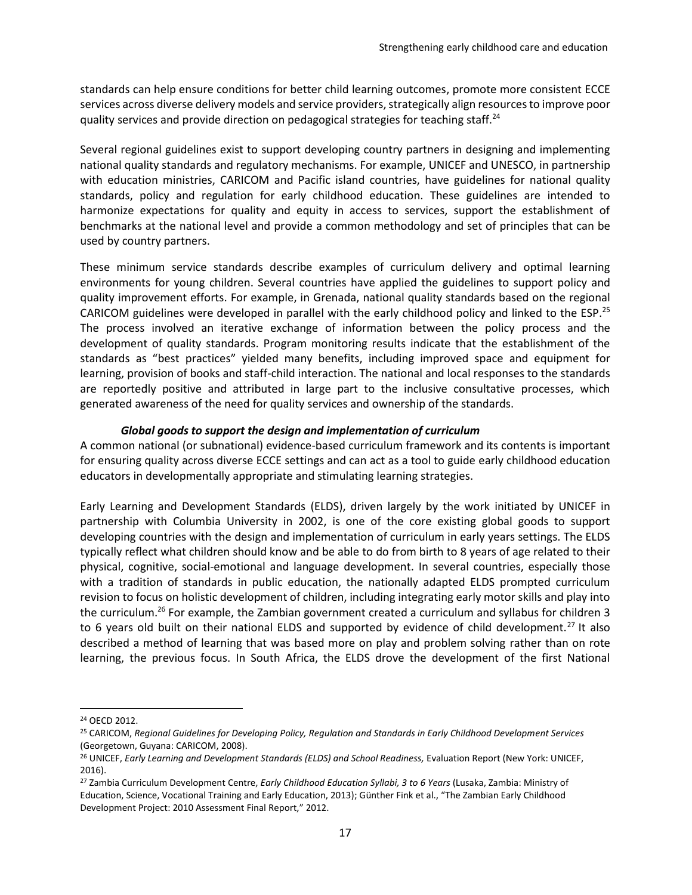standards can help ensure conditions for better child learning outcomes, promote more consistent ECCE services across diverse delivery models and service providers, strategically align resources to improve poor quality services and provide direction on pedagogical strategies for teaching staff.[24]

Several regional guidelines exist to support developing country partners in designing and implementing national quality standards and regulatory mechanisms. For example, UNICEF and UNESCO, in partnership with education ministries, CARICOM and Pacific island countries, have guidelines for national quality standards, policy and regulation for early childhood education. These guidelines are intended to harmonize expectations for quality and equity in access to services, support the establishment of benchmarks at the national level and provide a common methodology and set of principles that can be used by country partners.

These minimum service standards describe examples of curriculum delivery and optimal learning environments for young children. Several countries have applied the guidelines to support policy and quality improvement efforts. For example, in Grenada, national quality standards based on the regional CARICOM guidelines were developed in parallel with the early childhood policy and linked to the ESP.[25] The process involved an iterative exchange of information between the policy process and the development of quality standards. Program monitoring results indicate that the establishment of the standards as "best practices" yielded many benefits, including improved space and equipment for learning, provision of books and staff-child interaction. The national and local responses to the standards are reportedly positive and attributed in large part to the inclusive consultative processes, which generated awareness of the need for quality services and ownership of the standards.

***Global goods to support the design and implementation of curriculum***

A common national (or subnational) evidence-based curriculum framework and its contents is important for ensuring quality across diverse ECCE settings and can act as a tool to guide early childhood education educators in developmentally appropriate and stimulating learning strategies.

Early Learning and Development Standards (ELDS), driven largely by the work initiated by UNICEF in partnership with Columbia University in 2002, is one of the core existing global goods to support developing countries with the design and implementation of curriculum in early years settings. The ELDS typically reflect what children should know and be able to do from birth to 8 years of age related to their physical, cognitive, social-emotional and language development. In several countries, especially those with a tradition of standards in public education, the nationally adapted ELDS prompted curriculum revision to focus on holistic development of children, including integrating early motor skills and play into the curriculum.[26] For example, the Zambian government created a curriculum and syllabus for children 3 to 6 years old built on their national ELDS and supported by evidence of child development.[27] It also described a method of learning that was based more on play and problem solving rather than on rote learning, the previous focus. In South Africa, the ELDS drove the development of the first National

---

[24] OECD 2012.

[25] CARICOM, *Regional Guidelines for Developing Policy, Regulation and Standards in Early Childhood Development Services* (Georgetown, Guyana: CARICOM, 2008).

[26] UNICEF, *Early Learning and Development Standards (ELDS) and School Readiness,* Evaluation Report (New York: UNICEF, 2016).

[27] Zambia Curriculum Development Centre, *Early Childhood Education Syllabi, 3 to 6 Years* (Lusaka, Zambia: Ministry of Education, Science, Vocational Training and Early Education, 2013); Günther Fink et al., "The Zambian Early Childhood Development Project: 2010 Assessment Final Report," 2012.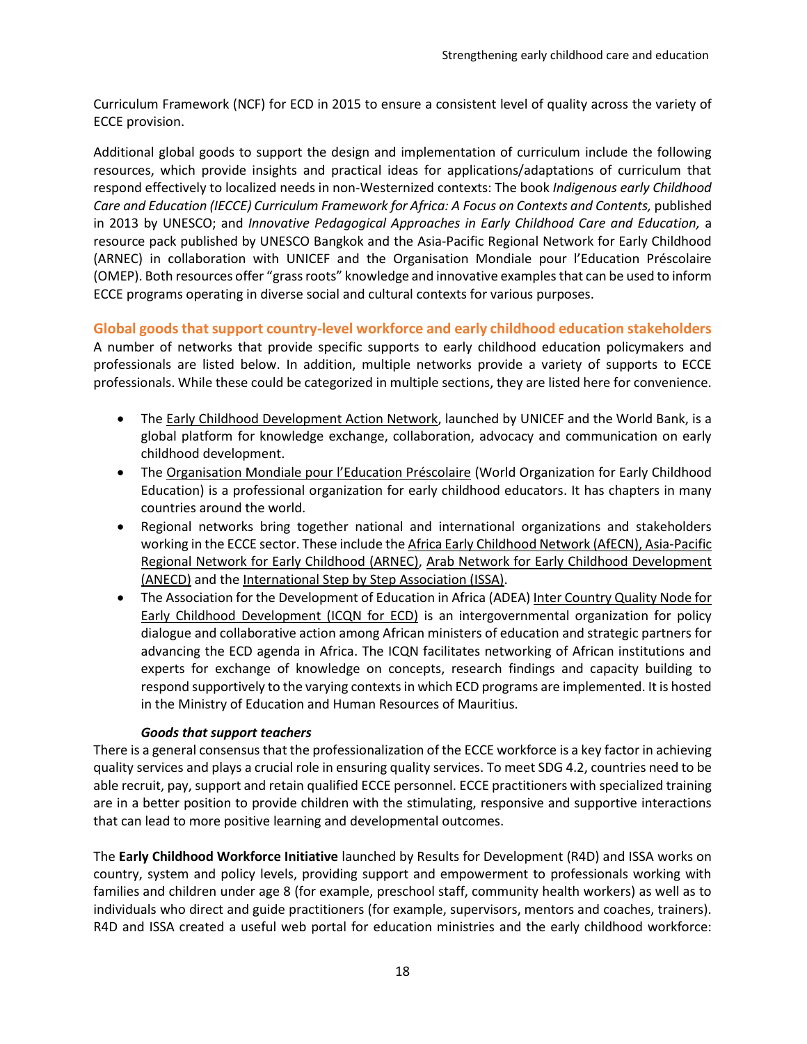Curriculum Framework (NCF) for ECD in 2015 to ensure a consistent level of quality across the variety of ECCE provision.

Additional global goods to support the design and implementation of curriculum include the following resources, which provide insights and practical ideas for applications/adaptations of curriculum that respond effectively to localized needs in non-Westernized contexts: The book *Indigenous early Childhood Care and Education (IECCE) Curriculum Framework for Africa: A Focus on Contexts and Contents,* published in 2013 by UNESCO; and *Innovative Pedagogical Approaches in Early Childhood Care and Education,* a resource pack published by UNESCO Bangkok and the Asia-Pacific Regional Network for Early Childhood (ARNEC) in collaboration with UNICEF and the Organisation Mondiale pour l'Education Préscolaire (OMEP). Both resources offer "grass roots" knowledge and innovative examples that can be used to inform ECCE programs operating in diverse social and cultural contexts for various purposes.

## Global goods that support country-level workforce and early childhood education stakeholders

A number of networks that provide specific supports to early childhood education policymakers and professionals are listed below. In addition, multiple networks provide a variety of supports to ECCE professionals. While these could be categorized in multiple sections, they are listed here for convenience.

- The Early Childhood Development Action Network, launched by UNICEF and the World Bank, is a global platform for knowledge exchange, collaboration, advocacy and communication on early childhood development.
- The Organisation Mondiale pour l'Education Préscolaire (World Organization for Early Childhood Education) is a professional organization for early childhood educators. It has chapters in many countries around the world.
- Regional networks bring together national and international organizations and stakeholders working in the ECCE sector. These include the Africa Early Childhood Network (AfECN), Asia-Pacific Regional Network for Early Childhood (ARNEC), Arab Network for Early Childhood Development (ANECD) and the International Step by Step Association (ISSA).
- The Association for the Development of Education in Africa (ADEA) Inter Country Quality Node for Early Childhood Development (ICQN for ECD) is an intergovernmental organization for policy dialogue and collaborative action among African ministers of education and strategic partners for advancing the ECD agenda in Africa. The ICQN facilitates networking of African institutions and experts for exchange of knowledge on concepts, research findings and capacity building to respond supportively to the varying contexts in which ECD programs are implemented. It is hosted in the Ministry of Education and Human Resources of Mauritius.

### *Goods that support teachers*

There is a general consensus that the professionalization of the ECCE workforce is a key factor in achieving quality services and plays a crucial role in ensuring quality services. To meet SDG 4.2, countries need to be able recruit, pay, support and retain qualified ECCE personnel. ECCE practitioners with specialized training are in a better position to provide children with the stimulating, responsive and supportive interactions that can lead to more positive learning and developmental outcomes.

The **Early Childhood Workforce Initiative** launched by Results for Development (R4D) and ISSA works on country, system and policy levels, providing support and empowerment to professionals working with families and children under age 8 (for example, preschool staff, community health workers) as well as to individuals who direct and guide practitioners (for example, supervisors, mentors and coaches, trainers). R4D and ISSA created a useful web portal for education ministries and the early childhood workforce: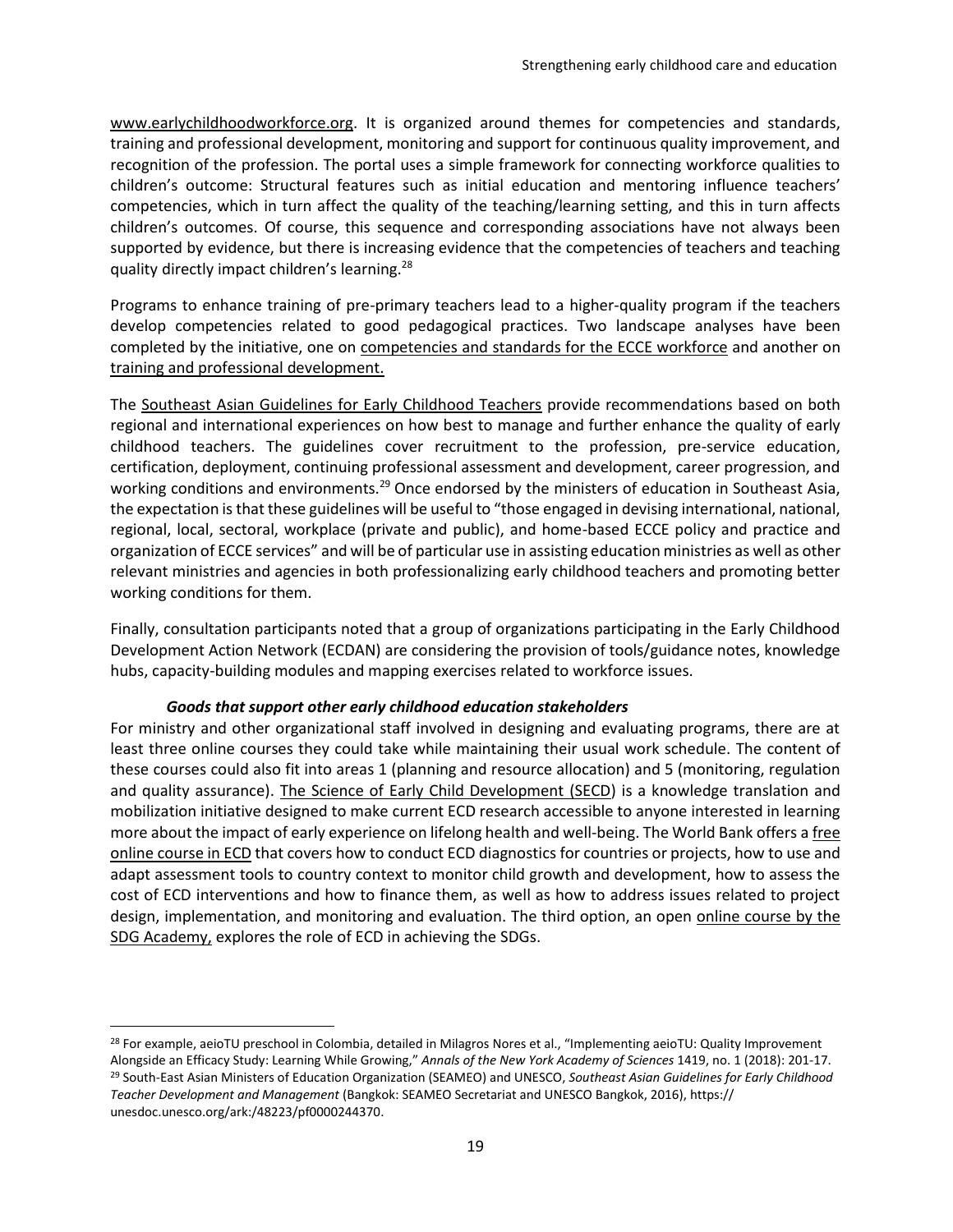www.earlychildhoodworkforce.org. It is organized around themes for competencies and standards, training and professional development, monitoring and support for continuous quality improvement, and recognition of the profession. The portal uses a simple framework for connecting workforce qualities to children's outcome: Structural features such as initial education and mentoring influence teachers' competencies, which in turn affect the quality of the teaching/learning setting, and this in turn affects children's outcomes. Of course, this sequence and corresponding associations have not always been supported by evidence, but there is increasing evidence that the competencies of teachers and teaching quality directly impact children's learning.[28]

Programs to enhance training of pre-primary teachers lead to a higher-quality program if the teachers develop competencies related to good pedagogical practices. Two landscape analyses have been completed by the initiative, one on competencies and standards for the ECCE workforce and another on training and professional development.

The Southeast Asian Guidelines for Early Childhood Teachers provide recommendations based on both regional and international experiences on how best to manage and further enhance the quality of early childhood teachers. The guidelines cover recruitment to the profession, pre-service education, certification, deployment, continuing professional assessment and development, career progression, and working conditions and environments.[29] Once endorsed by the ministers of education in Southeast Asia, the expectation is that these guidelines will be useful to "those engaged in devising international, national, regional, local, sectoral, workplace (private and public), and home-based ECCE policy and practice and organization of ECCE services" and will be of particular use in assisting education ministries as well as other relevant ministries and agencies in both professionalizing early childhood teachers and promoting better working conditions for them.

Finally, consultation participants noted that a group of organizations participating in the Early Childhood Development Action Network (ECDAN) are considering the provision of tools/guidance notes, knowledge hubs, capacity-building modules and mapping exercises related to workforce issues.

***Goods that support other early childhood education stakeholders***

For ministry and other organizational staff involved in designing and evaluating programs, there are at least three online courses they could take while maintaining their usual work schedule. The content of these courses could also fit into areas 1 (planning and resource allocation) and 5 (monitoring, regulation and quality assurance). The Science of Early Child Development (SECD) is a knowledge translation and mobilization initiative designed to make current ECD research accessible to anyone interested in learning more about the impact of early experience on lifelong health and well-being. The World Bank offers a free online course in ECD that covers how to conduct ECD diagnostics for countries or projects, how to use and adapt assessment tools to country context to monitor child growth and development, how to assess the cost of ECD interventions and how to finance them, as well as how to address issues related to project design, implementation, and monitoring and evaluation. The third option, an open online course by the SDG Academy, explores the role of ECD in achieving the SDGs.

---

[28] For example, aeioTU preschool in Colombia, detailed in Milagros Nores et al., "Implementing aeioTU: Quality Improvement Alongside an Efficacy Study: Learning While Growing," *Annals of the New York Academy of Sciences* 1419, no. 1 (2018): 201-17.

[29] South-East Asian Ministers of Education Organization (SEAMEO) and UNESCO, *Southeast Asian Guidelines for Early Childhood Teacher Development and Management* (Bangkok: SEAMEO Secretariat and UNESCO Bangkok, 2016), https://unesdoc.unesco.org/ark:/48223/pf0000244370.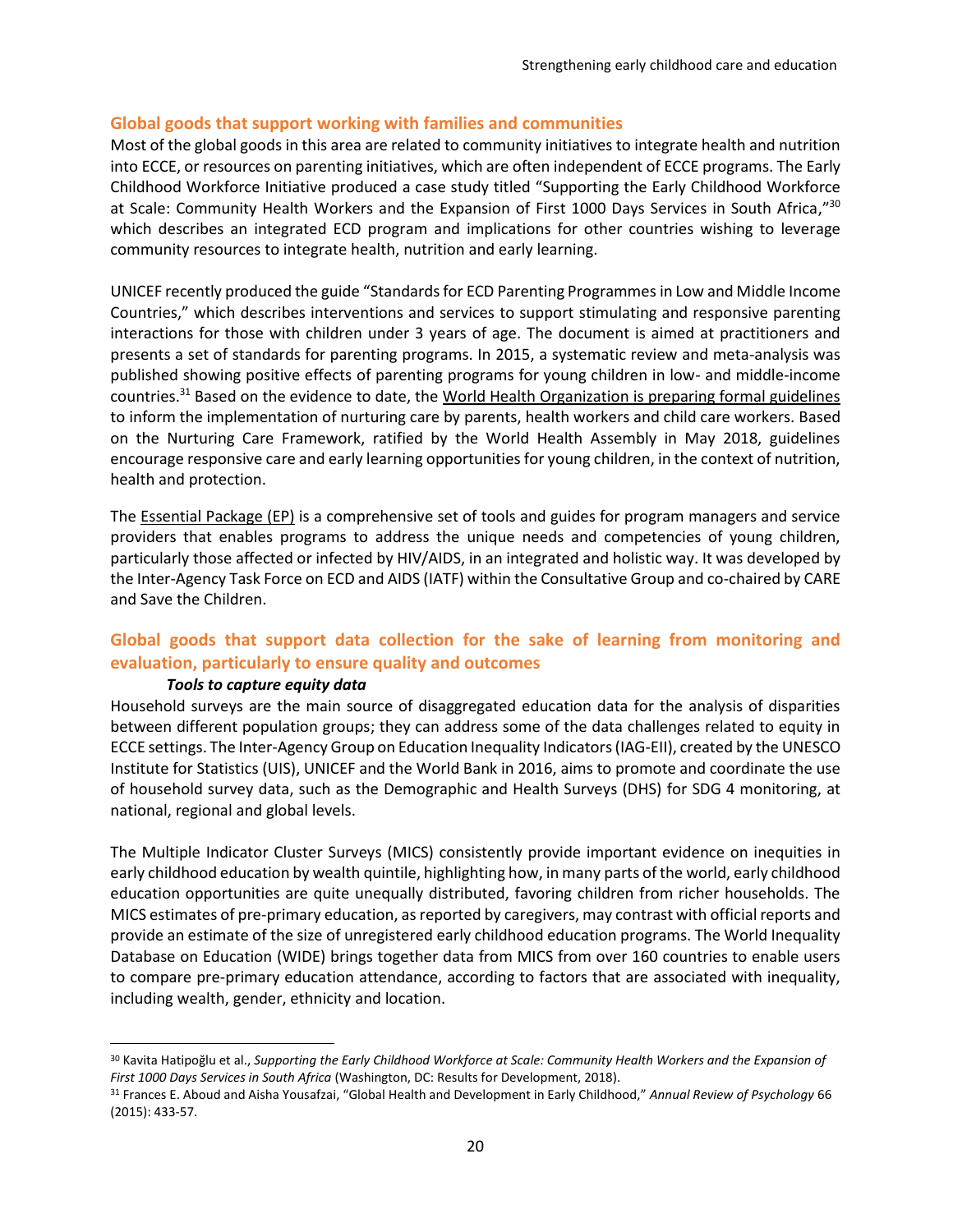## Global goods that support working with families and communities

Most of the global goods in this area are related to community initiatives to integrate health and nutrition into ECCE, or resources on parenting initiatives, which are often independent of ECCE programs. The Early Childhood Workforce Initiative produced a case study titled "Supporting the Early Childhood Workforce at Scale: Community Health Workers and the Expansion of First 1000 Days Services in South Africa,"[30] which describes an integrated ECD program and implications for other countries wishing to leverage community resources to integrate health, nutrition and early learning.

UNICEF recently produced the guide "Standards for ECD Parenting Programmes in Low and Middle Income Countries," which describes interventions and services to support stimulating and responsive parenting interactions for those with children under 3 years of age. The document is aimed at practitioners and presents a set of standards for parenting programs. In 2015, a systematic review and meta-analysis was published showing positive effects of parenting programs for young children in low- and middle-income countries.[31] Based on the evidence to date, the World Health Organization is preparing formal guidelines to inform the implementation of nurturing care by parents, health workers and child care workers. Based on the Nurturing Care Framework, ratified by the World Health Assembly in May 2018, guidelines encourage responsive care and early learning opportunities for young children, in the context of nutrition, health and protection.

The Essential Package (EP) is a comprehensive set of tools and guides for program managers and service providers that enables programs to address the unique needs and competencies of young children, particularly those affected or infected by HIV/AIDS, in an integrated and holistic way. It was developed by the Inter-Agency Task Force on ECD and AIDS (IATF) within the Consultative Group and co-chaired by CARE and Save the Children.

## Global goods that support data collection for the sake of learning from monitoring and evaluation, particularly to ensure quality and outcomes

### *Tools to capture equity data*

Household surveys are the main source of disaggregated education data for the analysis of disparities between different population groups; they can address some of the data challenges related to equity in ECCE settings. The Inter-Agency Group on Education Inequality Indicators (IAG-EII), created by the UNESCO Institute for Statistics (UIS), UNICEF and the World Bank in 2016, aims to promote and coordinate the use of household survey data, such as the Demographic and Health Surveys (DHS) for SDG 4 monitoring, at national, regional and global levels.

The Multiple Indicator Cluster Surveys (MICS) consistently provide important evidence on inequities in early childhood education by wealth quintile, highlighting how, in many parts of the world, early childhood education opportunities are quite unequally distributed, favoring children from richer households. The MICS estimates of pre-primary education, as reported by caregivers, may contrast with official reports and provide an estimate of the size of unregistered early childhood education programs. The World Inequality Database on Education (WIDE) brings together data from MICS from over 160 countries to enable users to compare pre-primary education attendance, according to factors that are associated with inequality, including wealth, gender, ethnicity and location.

---

[30] Kavita Hatipoğlu et al., *Supporting the Early Childhood Workforce at Scale: Community Health Workers and the Expansion of First 1000 Days Services in South Africa* (Washington, DC: Results for Development, 2018).

[31] Frances E. Aboud and Aisha Yousafzai, "Global Health and Development in Early Childhood," *Annual Review of Psychology* 66 (2015): 433-57.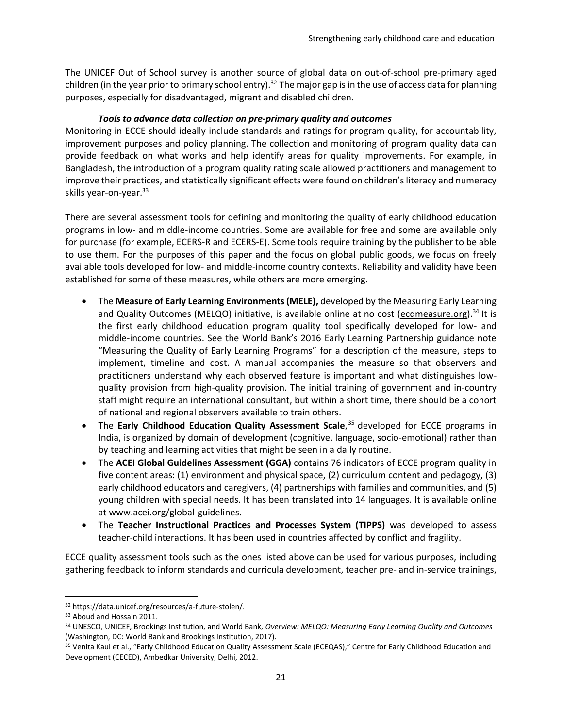The UNICEF Out of School survey is another source of global data on out-of-school pre-primary aged children (in the year prior to primary school entry).[32] The major gap is in the use of access data for planning purposes, especially for disadvantaged, migrant and disabled children.

### *Tools to advance data collection on pre-primary quality and outcomes*

Monitoring in ECCE should ideally include standards and ratings for program quality, for accountability, improvement purposes and policy planning. The collection and monitoring of program quality data can provide feedback on what works and help identify areas for quality improvements. For example, in Bangladesh, the introduction of a program quality rating scale allowed practitioners and management to improve their practices, and statistically significant effects were found on children's literacy and numeracy skills year-on-year.[33]

There are several assessment tools for defining and monitoring the quality of early childhood education programs in low- and middle-income countries. Some are available for free and some are available only for purchase (for example, ECERS-R and ECERS-E). Some tools require training by the publisher to be able to use them. For the purposes of this paper and the focus on global public goods, we focus on freely available tools developed for low- and middle-income country contexts. Reliability and validity have been established for some of these measures, while others are more emerging.

- The **Measure of Early Learning Environments (MELE),** developed by the Measuring Early Learning and Quality Outcomes (MELQO) initiative, is available online at no cost (ecdmeasure.org).[34] It is the first early childhood education program quality tool specifically developed for low- and middle-income countries. See the World Bank's 2016 Early Learning Partnership guidance note "Measuring the Quality of Early Learning Programs" for a description of the measure, steps to implement, timeline and cost. A manual accompanies the measure so that observers and practitioners understand why each observed feature is important and what distinguishes low-quality provision from high-quality provision. The initial training of government and in-country staff might require an international consultant, but within a short time, there should be a cohort of national and regional observers available to train others.
- The **Early Childhood Education Quality Assessment Scale**,[35] developed for ECCE programs in India, is organized by domain of development (cognitive, language, socio-emotional) rather than by teaching and learning activities that might be seen in a daily routine.
- The **ACEI Global Guidelines Assessment (GGA)** contains 76 indicators of ECCE program quality in five content areas: (1) environment and physical space, (2) curriculum content and pedagogy, (3) early childhood educators and caregivers, (4) partnerships with families and communities, and (5) young children with special needs. It has been translated into 14 languages. It is available online at www.acei.org/global-guidelines.
- The **Teacher Instructional Practices and Processes System (TIPPS)** was developed to assess teacher-child interactions. It has been used in countries affected by conflict and fragility.

ECCE quality assessment tools such as the ones listed above can be used for various purposes, including gathering feedback to inform standards and curricula development, teacher pre- and in-service trainings,

---

[32] https://data.unicef.org/resources/a-future-stolen/.

[33] Aboud and Hossain 2011.

[34] UNESCO, UNICEF, Brookings Institution, and World Bank, *Overview: MELQO: Measuring Early Learning Quality and Outcomes* (Washington, DC: World Bank and Brookings Institution, 2017).

[35] Venita Kaul et al., "Early Childhood Education Quality Assessment Scale (ECEQAS)," Centre for Early Childhood Education and Development (CECED), Ambedkar University, Delhi, 2012.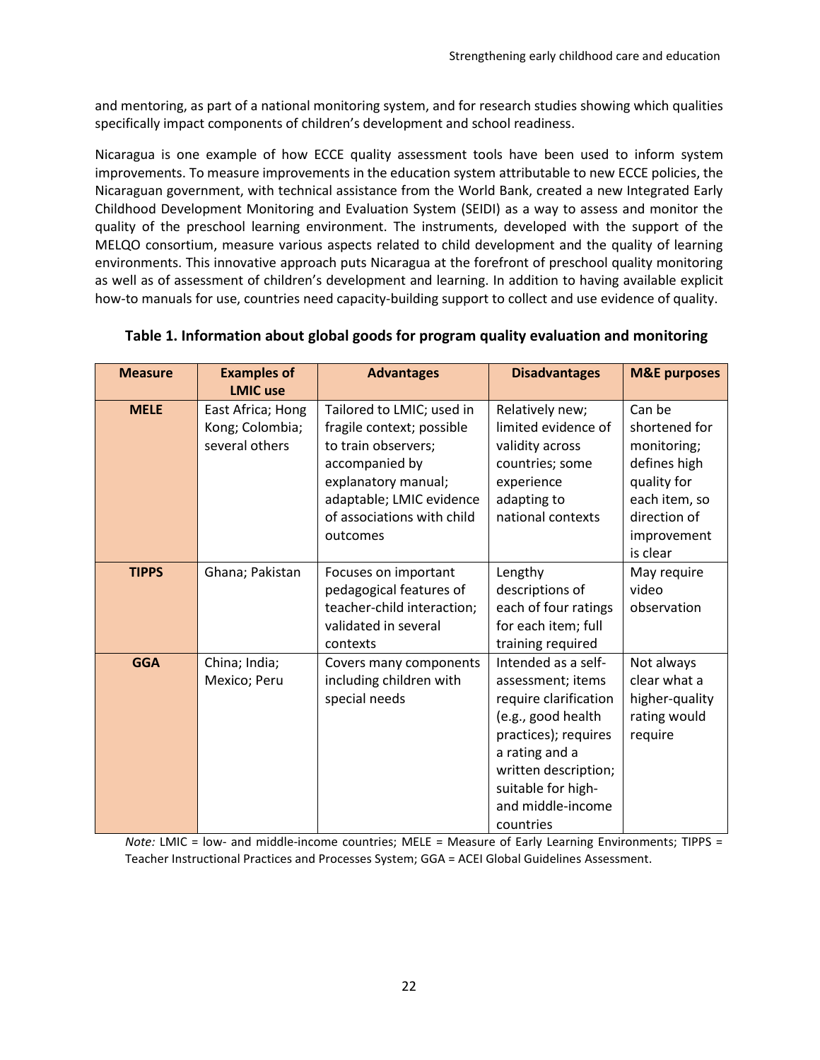and mentoring, as part of a national monitoring system, and for research studies showing which qualities specifically impact components of children's development and school readiness.

Nicaragua is one example of how ECCE quality assessment tools have been used to inform system improvements. To measure improvements in the education system attributable to new ECCE policies, the Nicaraguan government, with technical assistance from the World Bank, created a new Integrated Early Childhood Development Monitoring and Evaluation System (SEIDI) as a way to assess and monitor the quality of the preschool learning environment. The instruments, developed with the support of the MELQO consortium, measure various aspects related to child development and the quality of learning environments. This innovative approach puts Nicaragua at the forefront of preschool quality monitoring as well as of assessment of children's development and learning. In addition to having available explicit how-to manuals for use, countries need capacity-building support to collect and use evidence of quality.

**Table 1. Information about global goods for program quality evaluation and monitoring**

| Measure | Examples of LMIC use | Advantages | Disadvantages | M&E purposes |
|---|---|---|---|---|
| **MELE** | East Africa; Hong Kong; Colombia; several others | Tailored to LMIC; used in fragile context; possible to train observers; accompanied by explanatory manual; adaptable; LMIC evidence of associations with child outcomes | Relatively new; limited evidence of validity across countries; some experience adapting to national contexts | Can be shortened for monitoring; defines high quality for each item, so direction of improvement is clear |
| **TIPPS** | Ghana; Pakistan | Focuses on important pedagogical features of teacher-child interaction; validated in several contexts | Lengthy descriptions of each of four ratings for each item; full training required | May require video observation |
| **GGA** | China; India; Mexico; Peru | Covers many components including children with special needs | Intended as a self-assessment; items require clarification (e.g., good health practices); requires a rating and a written description; suitable for high- and middle-income countries | Not always clear what a higher-quality rating would require |

*Note:* LMIC = low- and middle-income countries; MELE = Measure of Early Learning Environments; TIPPS = Teacher Instructional Practices and Processes System; GGA = ACEI Global Guidelines Assessment.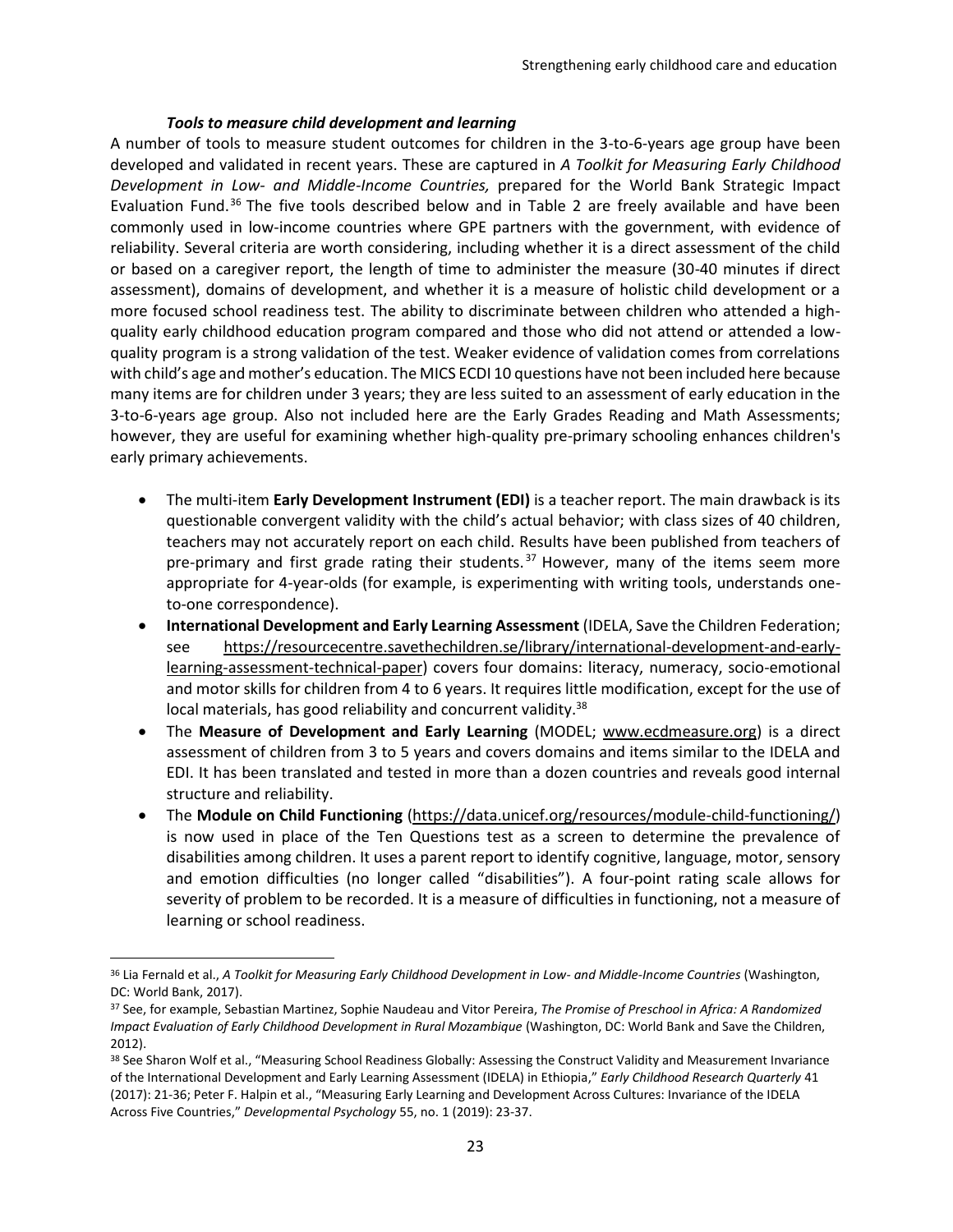#### *Tools to measure child development and learning*

A number of tools to measure student outcomes for children in the 3-to-6-years age group have been developed and validated in recent years. These are captured in *A Toolkit for Measuring Early Childhood Development in Low- and Middle-Income Countries,* prepared for the World Bank Strategic Impact Evaluation Fund.[36] The five tools described below and in Table 2 are freely available and have been commonly used in low-income countries where GPE partners with the government, with evidence of reliability. Several criteria are worth considering, including whether it is a direct assessment of the child or based on a caregiver report, the length of time to administer the measure (30-40 minutes if direct assessment), domains of development, and whether it is a measure of holistic child development or a more focused school readiness test. The ability to discriminate between children who attended a high-quality early childhood education program compared and those who did not attend or attended a low-quality program is a strong validation of the test. Weaker evidence of validation comes from correlations with child's age and mother's education. The MICS ECDI 10 questions have not been included here because many items are for children under 3 years; they are less suited to an assessment of early education in the 3-to-6-years age group. Also not included here are the Early Grades Reading and Math Assessments; however, they are useful for examining whether high-quality pre-primary schooling enhances children's early primary achievements.

- The multi-item **Early Development Instrument (EDI)** is a teacher report. The main drawback is its questionable convergent validity with the child's actual behavior; with class sizes of 40 children, teachers may not accurately report on each child. Results have been published from teachers of pre-primary and first grade rating their students.[37] However, many of the items seem more appropriate for 4-year-olds (for example, is experimenting with writing tools, understands one-to-one correspondence).
- **International Development and Early Learning Assessment** (IDELA, Save the Children Federation; see https://resourcecentre.savethechildren.se/library/international-development-and-early-learning-assessment-technical-paper) covers four domains: literacy, numeracy, socio-emotional and motor skills for children from 4 to 6 years. It requires little modification, except for the use of local materials, has good reliability and concurrent validity.[38]
- The **Measure of Development and Early Learning** (MODEL; www.ecdmeasure.org) is a direct assessment of children from 3 to 5 years and covers domains and items similar to the IDELA and EDI. It has been translated and tested in more than a dozen countries and reveals good internal structure and reliability.
- The **Module on Child Functioning** (https://data.unicef.org/resources/module-child-functioning/) is now used in place of the Ten Questions test as a screen to determine the prevalence of disabilities among children. It uses a parent report to identify cognitive, language, motor, sensory and emotion difficulties (no longer called "disabilities"). A four-point rating scale allows for severity of problem to be recorded. It is a measure of difficulties in functioning, not a measure of learning or school readiness.

---

[36] Lia Fernald et al., *A Toolkit for Measuring Early Childhood Development in Low- and Middle-Income Countries* (Washington, DC: World Bank, 2017).

[37] See, for example, Sebastian Martinez, Sophie Naudeau and Vitor Pereira, *The Promise of Preschool in Africa: A Randomized Impact Evaluation of Early Childhood Development in Rural Mozambique* (Washington, DC: World Bank and Save the Children, 2012).

[38] See Sharon Wolf et al., "Measuring School Readiness Globally: Assessing the Construct Validity and Measurement Invariance of the International Development and Early Learning Assessment (IDELA) in Ethiopia," *Early Childhood Research Quarterly* 41 (2017): 21-36; Peter F. Halpin et al., "Measuring Early Learning and Development Across Cultures: Invariance of the IDELA Across Five Countries," *Developmental Psychology* 55, no. 1 (2019): 23-37.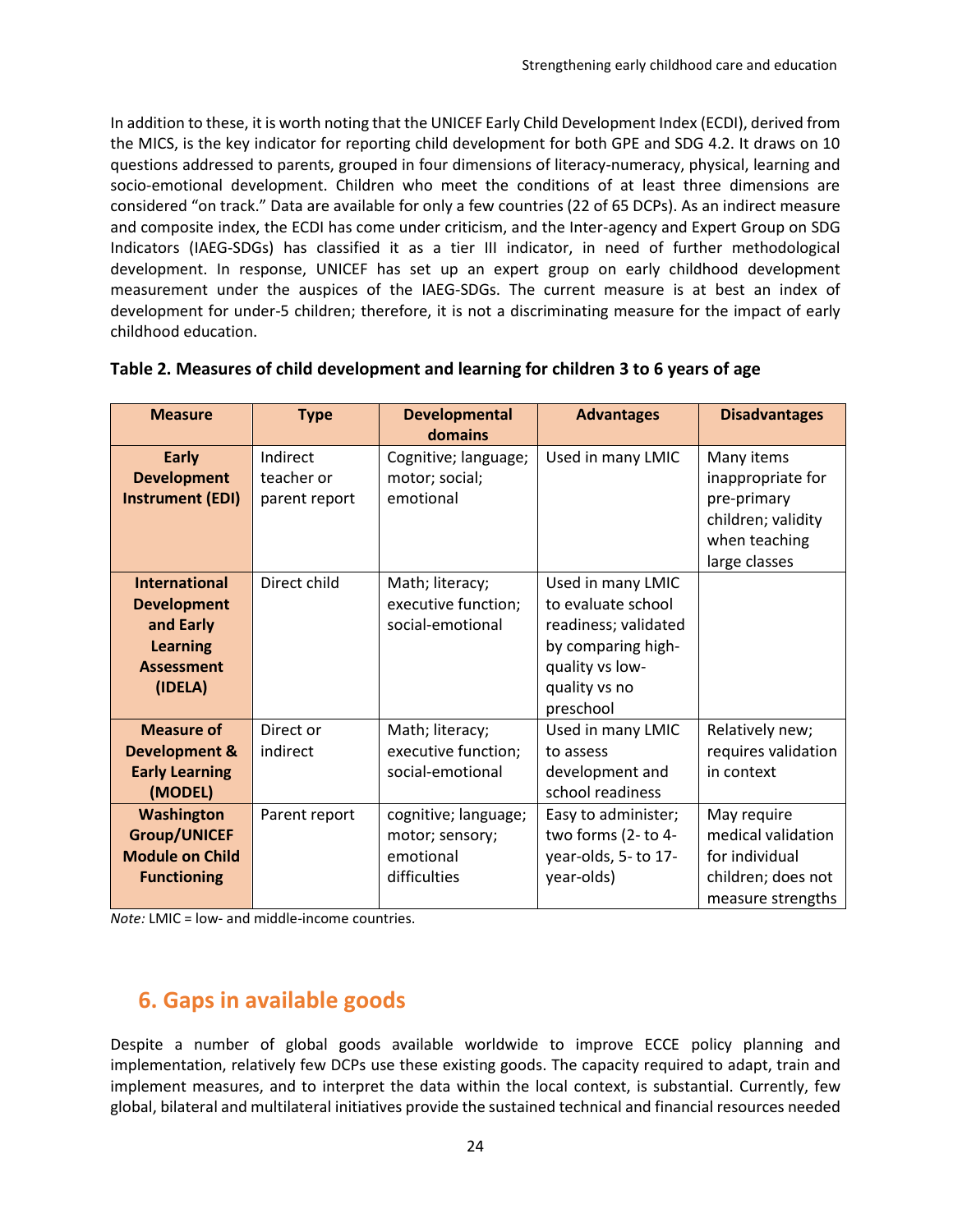In addition to these, it is worth noting that the UNICEF Early Child Development Index (ECDI), derived from the MICS, is the key indicator for reporting child development for both GPE and SDG 4.2. It draws on 10 questions addressed to parents, grouped in four dimensions of literacy-numeracy, physical, learning and socio-emotional development. Children who meet the conditions of at least three dimensions are considered "on track." Data are available for only a few countries (22 of 65 DCPs). As an indirect measure and composite index, the ECDI has come under criticism, and the Inter-agency and Expert Group on SDG Indicators (IAEG-SDGs) has classified it as a tier III indicator, in need of further methodological development. In response, UNICEF has set up an expert group on early childhood development measurement under the auspices of the IAEG-SDGs. The current measure is at best an index of development for under-5 children; therefore, it is not a discriminating measure for the impact of early childhood education.

**Table 2. Measures of child development and learning for children 3 to 6 years of age**

| Measure | Type | Developmental domains | Advantages | Disadvantages |
|---|---|---|---|---|
| **Early Development Instrument (EDI)** | Indirect teacher or parent report | Cognitive; language; motor; social; emotional | Used in many LMIC | Many items inappropriate for pre-primary children; validity when teaching large classes |
| **International Development and Early Learning Assessment (IDELA)** | Direct child | Math; literacy; executive function; social-emotional | Used in many LMIC to evaluate school readiness; validated by comparing high-quality vs low-quality vs no preschool | |
| **Measure of Development & Early Learning (MODEL)** | Direct or indirect | Math; literacy; executive function; social-emotional | Used in many LMIC to assess development and school readiness | Relatively new; requires validation in context |
| **Washington Group/UNICEF Module on Child Functioning** | Parent report | cognitive; language; motor; sensory; emotional difficulties | Easy to administer; two forms (2- to 4-year-olds, 5- to 17-year-olds) | May require medical validation for individual children; does not measure strengths |

*Note:* LMIC = low- and middle-income countries.

## 6. Gaps in available goods

Despite a number of global goods available worldwide to improve ECCE policy planning and implementation, relatively few DCPs use these existing goods. The capacity required to adapt, train and implement measures, and to interpret the data within the local context, is substantial. Currently, few global, bilateral and multilateral initiatives provide the sustained technical and financial resources needed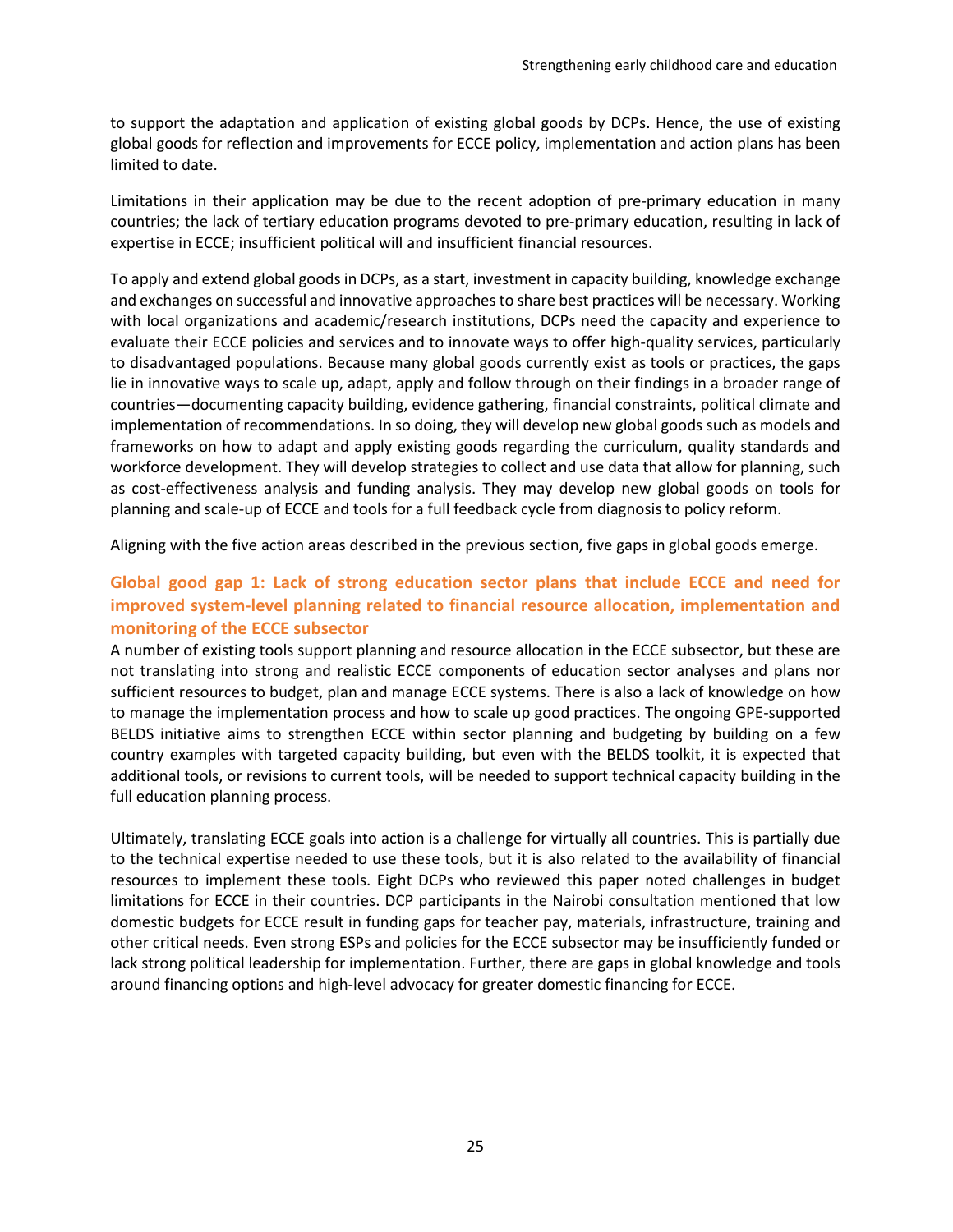to support the adaptation and application of existing global goods by DCPs. Hence, the use of existing global goods for reflection and improvements for ECCE policy, implementation and action plans has been limited to date.

Limitations in their application may be due to the recent adoption of pre-primary education in many countries; the lack of tertiary education programs devoted to pre-primary education, resulting in lack of expertise in ECCE; insufficient political will and insufficient financial resources.

To apply and extend global goods in DCPs, as a start, investment in capacity building, knowledge exchange and exchanges on successful and innovative approaches to share best practices will be necessary. Working with local organizations and academic/research institutions, DCPs need the capacity and experience to evaluate their ECCE policies and services and to innovate ways to offer high-quality services, particularly to disadvantaged populations. Because many global goods currently exist as tools or practices, the gaps lie in innovative ways to scale up, adapt, apply and follow through on their findings in a broader range of countries—documenting capacity building, evidence gathering, financial constraints, political climate and implementation of recommendations. In so doing, they will develop new global goods such as models and frameworks on how to adapt and apply existing goods regarding the curriculum, quality standards and workforce development. They will develop strategies to collect and use data that allow for planning, such as cost-effectiveness analysis and funding analysis. They may develop new global goods on tools for planning and scale-up of ECCE and tools for a full feedback cycle from diagnosis to policy reform.

Aligning with the five action areas described in the previous section, five gaps in global goods emerge.

### Global good gap 1: Lack of strong education sector plans that include ECCE and need for improved system-level planning related to financial resource allocation, implementation and monitoring of the ECCE subsector

A number of existing tools support planning and resource allocation in the ECCE subsector, but these are not translating into strong and realistic ECCE components of education sector analyses and plans nor sufficient resources to budget, plan and manage ECCE systems. There is also a lack of knowledge on how to manage the implementation process and how to scale up good practices. The ongoing GPE-supported BELDS initiative aims to strengthen ECCE within sector planning and budgeting by building on a few country examples with targeted capacity building, but even with the BELDS toolkit, it is expected that additional tools, or revisions to current tools, will be needed to support technical capacity building in the full education planning process.

Ultimately, translating ECCE goals into action is a challenge for virtually all countries. This is partially due to the technical expertise needed to use these tools, but it is also related to the availability of financial resources to implement these tools. Eight DCPs who reviewed this paper noted challenges in budget limitations for ECCE in their countries. DCP participants in the Nairobi consultation mentioned that low domestic budgets for ECCE result in funding gaps for teacher pay, materials, infrastructure, training and other critical needs. Even strong ESPs and policies for the ECCE subsector may be insufficiently funded or lack strong political leadership for implementation. Further, there are gaps in global knowledge and tools around financing options and high-level advocacy for greater domestic financing for ECCE.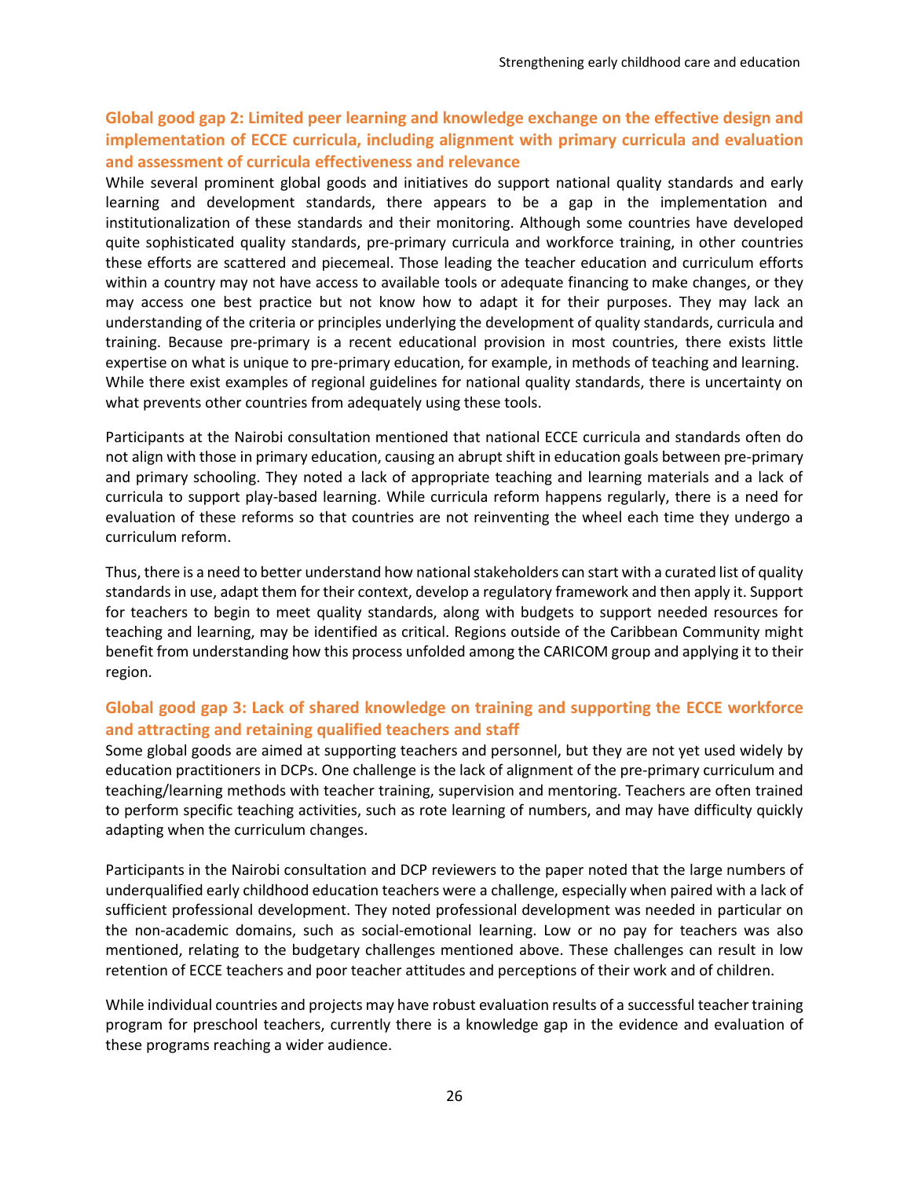### Global good gap 2: Limited peer learning and knowledge exchange on the effective design and implementation of ECCE curricula, including alignment with primary curricula and evaluation and assessment of curricula effectiveness and relevance

While several prominent global goods and initiatives do support national quality standards and early learning and development standards, there appears to be a gap in the implementation and institutionalization of these standards and their monitoring. Although some countries have developed quite sophisticated quality standards, pre-primary curricula and workforce training, in other countries these efforts are scattered and piecemeal. Those leading the teacher education and curriculum efforts within a country may not have access to available tools or adequate financing to make changes, or they may access one best practice but not know how to adapt it for their purposes. They may lack an understanding of the criteria or principles underlying the development of quality standards, curricula and training. Because pre-primary is a recent educational provision in most countries, there exists little expertise on what is unique to pre-primary education, for example, in methods of teaching and learning. While there exist examples of regional guidelines for national quality standards, there is uncertainty on what prevents other countries from adequately using these tools.

Participants at the Nairobi consultation mentioned that national ECCE curricula and standards often do not align with those in primary education, causing an abrupt shift in education goals between pre-primary and primary schooling. They noted a lack of appropriate teaching and learning materials and a lack of curricula to support play-based learning. While curricula reform happens regularly, there is a need for evaluation of these reforms so that countries are not reinventing the wheel each time they undergo a curriculum reform.

Thus, there is a need to better understand how national stakeholders can start with a curated list of quality standards in use, adapt them for their context, develop a regulatory framework and then apply it. Support for teachers to begin to meet quality standards, along with budgets to support needed resources for teaching and learning, may be identified as critical. Regions outside of the Caribbean Community might benefit from understanding how this process unfolded among the CARICOM group and applying it to their region.

### Global good gap 3: Lack of shared knowledge on training and supporting the ECCE workforce and attracting and retaining qualified teachers and staff

Some global goods are aimed at supporting teachers and personnel, but they are not yet used widely by education practitioners in DCPs. One challenge is the lack of alignment of the pre-primary curriculum and teaching/learning methods with teacher training, supervision and mentoring. Teachers are often trained to perform specific teaching activities, such as rote learning of numbers, and may have difficulty quickly adapting when the curriculum changes.

Participants in the Nairobi consultation and DCP reviewers to the paper noted that the large numbers of underqualified early childhood education teachers were a challenge, especially when paired with a lack of sufficient professional development. They noted professional development was needed in particular on the non-academic domains, such as social-emotional learning. Low or no pay for teachers was also mentioned, relating to the budgetary challenges mentioned above. These challenges can result in low retention of ECCE teachers and poor teacher attitudes and perceptions of their work and of children.

While individual countries and projects may have robust evaluation results of a successful teacher training program for preschool teachers, currently there is a knowledge gap in the evidence and evaluation of these programs reaching a wider audience.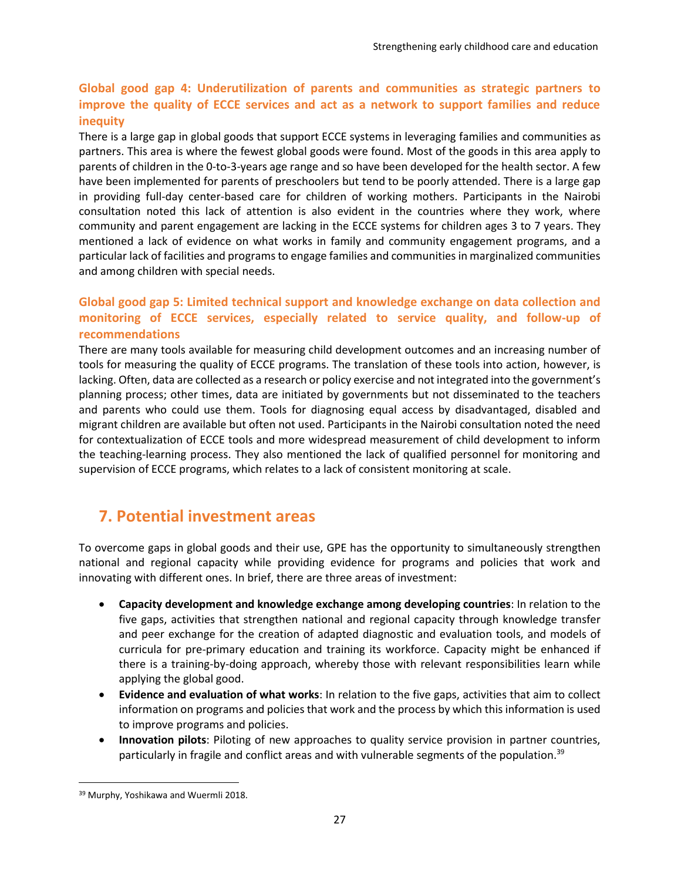### Global good gap 4: Underutilization of parents and communities as strategic partners to improve the quality of ECCE services and act as a network to support families and reduce inequity

There is a large gap in global goods that support ECCE systems in leveraging families and communities as partners. This area is where the fewest global goods were found. Most of the goods in this area apply to parents of children in the 0-to-3-years age range and so have been developed for the health sector. A few have been implemented for parents of preschoolers but tend to be poorly attended. There is a large gap in providing full-day center-based care for children of working mothers. Participants in the Nairobi consultation noted this lack of attention is also evident in the countries where they work, where community and parent engagement are lacking in the ECCE systems for children ages 3 to 7 years. They mentioned a lack of evidence on what works in family and community engagement programs, and a particular lack of facilities and programs to engage families and communities in marginalized communities and among children with special needs.

### Global good gap 5: Limited technical support and knowledge exchange on data collection and monitoring of ECCE services, especially related to service quality, and follow-up of recommendations

There are many tools available for measuring child development outcomes and an increasing number of tools for measuring the quality of ECCE programs. The translation of these tools into action, however, is lacking. Often, data are collected as a research or policy exercise and not integrated into the government's planning process; other times, data are initiated by governments but not disseminated to the teachers and parents who could use them. Tools for diagnosing equal access by disadvantaged, disabled and migrant children are available but often not used. Participants in the Nairobi consultation noted the need for contextualization of ECCE tools and more widespread measurement of child development to inform the teaching-learning process. They also mentioned the lack of qualified personnel for monitoring and supervision of ECCE programs, which relates to a lack of consistent monitoring at scale.

## 7. Potential investment areas

To overcome gaps in global goods and their use, GPE has the opportunity to simultaneously strengthen national and regional capacity while providing evidence for programs and policies that work and innovating with different ones. In brief, there are three areas of investment:

- **Capacity development and knowledge exchange among developing countries**: In relation to the five gaps, activities that strengthen national and regional capacity through knowledge transfer and peer exchange for the creation of adapted diagnostic and evaluation tools, and models of curricula for pre-primary education and training its workforce. Capacity might be enhanced if there is a training-by-doing approach, whereby those with relevant responsibilities learn while applying the global good.
- **Evidence and evaluation of what works**: In relation to the five gaps, activities that aim to collect information on programs and policies that work and the process by which this information is used to improve programs and policies.
- **Innovation pilots**: Piloting of new approaches to quality service provision in partner countries, particularly in fragile and conflict areas and with vulnerable segments of the population.[39]

[39] Murphy, Yoshikawa and Wuermli 2018.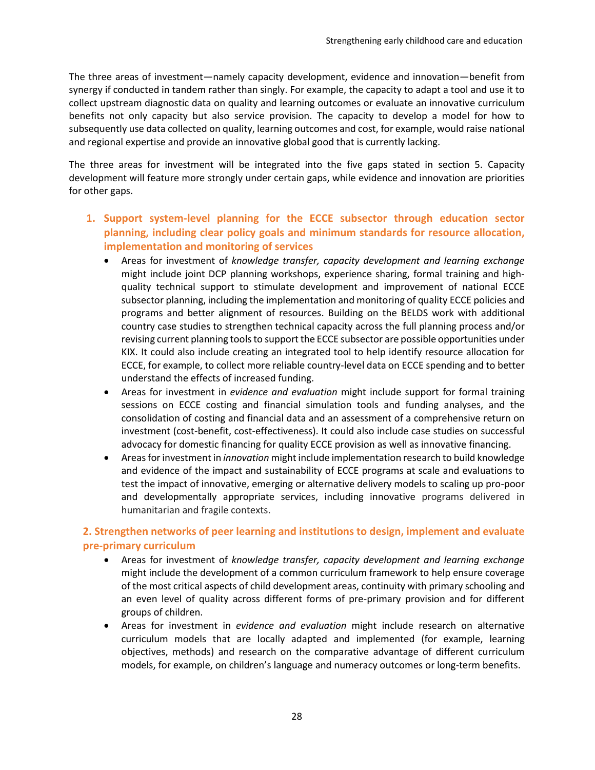The three areas of investment—namely capacity development, evidence and innovation—benefit from synergy if conducted in tandem rather than singly. For example, the capacity to adapt a tool and use it to collect upstream diagnostic data on quality and learning outcomes or evaluate an innovative curriculum benefits not only capacity but also service provision. The capacity to develop a model for how to subsequently use data collected on quality, learning outcomes and cost, for example, would raise national and regional expertise and provide an innovative global good that is currently lacking.

The three areas for investment will be integrated into the five gaps stated in section 5. Capacity development will feature more strongly under certain gaps, while evidence and innovation are priorities for other gaps.

### 1. Support system-level planning for the ECCE subsector through education sector planning, including clear policy goals and minimum standards for resource allocation, implementation and monitoring of services

- Areas for investment of *knowledge transfer, capacity development and learning exchange* might include joint DCP planning workshops, experience sharing, formal training and high-quality technical support to stimulate development and improvement of national ECCE subsector planning, including the implementation and monitoring of quality ECCE policies and programs and better alignment of resources. Building on the BELDS work with additional country case studies to strengthen technical capacity across the full planning process and/or revising current planning tools to support the ECCE subsector are possible opportunities under KIX. It could also include creating an integrated tool to help identify resource allocation for ECCE, for example, to collect more reliable country-level data on ECCE spending and to better understand the effects of increased funding.
- Areas for investment in *evidence and evaluation* might include support for formal training sessions on ECCE costing and financial simulation tools and funding analyses, and the consolidation of costing and financial data and an assessment of a comprehensive return on investment (cost-benefit, cost-effectiveness). It could also include case studies on successful advocacy for domestic financing for quality ECCE provision as well as innovative financing.
- Areas for investment in *innovation* might include implementation research to build knowledge and evidence of the impact and sustainability of ECCE programs at scale and evaluations to test the impact of innovative, emerging or alternative delivery models to scaling up pro-poor and developmentally appropriate services, including innovative programs delivered in humanitarian and fragile contexts.

### 2. Strengthen networks of peer learning and institutions to design, implement and evaluate pre-primary curriculum

- Areas for investment of *knowledge transfer, capacity development and learning exchange* might include the development of a common curriculum framework to help ensure coverage of the most critical aspects of child development areas, continuity with primary schooling and an even level of quality across different forms of pre-primary provision and for different groups of children.
- Areas for investment in *evidence and evaluation* might include research on alternative curriculum models that are locally adapted and implemented (for example, learning objectives, methods) and research on the comparative advantage of different curriculum models, for example, on children's language and numeracy outcomes or long-term benefits.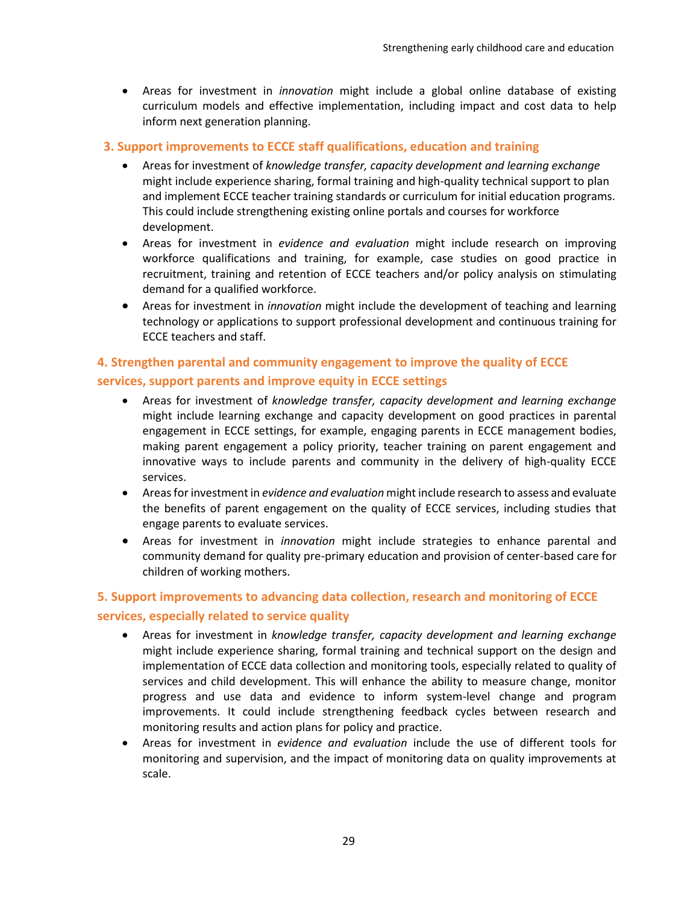- Areas for investment in *innovation* might include a global online database of existing curriculum models and effective implementation, including impact and cost data to help inform next generation planning.

### 3. Support improvements to ECCE staff qualifications, education and training

- Areas for investment of *knowledge transfer, capacity development and learning exchange* might include experience sharing, formal training and high-quality technical support to plan and implement ECCE teacher training standards or curriculum for initial education programs. This could include strengthening existing online portals and courses for workforce development.
- Areas for investment in *evidence and evaluation* might include research on improving workforce qualifications and training, for example, case studies on good practice in recruitment, training and retention of ECCE teachers and/or policy analysis on stimulating demand for a qualified workforce.
- Areas for investment in *innovation* might include the development of teaching and learning technology or applications to support professional development and continuous training for ECCE teachers and staff.

### 4. Strengthen parental and community engagement to improve the quality of ECCE services, support parents and improve equity in ECCE settings

- Areas for investment of *knowledge transfer, capacity development and learning exchange* might include learning exchange and capacity development on good practices in parental engagement in ECCE settings, for example, engaging parents in ECCE management bodies, making parent engagement a policy priority, teacher training on parent engagement and innovative ways to include parents and community in the delivery of high-quality ECCE services.
- Areas for investment in *evidence and evaluation* might include research to assess and evaluate the benefits of parent engagement on the quality of ECCE services, including studies that engage parents to evaluate services.
- Areas for investment in *innovation* might include strategies to enhance parental and community demand for quality pre-primary education and provision of center-based care for children of working mothers.

### 5. Support improvements to advancing data collection, research and monitoring of ECCE services, especially related to service quality

- Areas for investment in *knowledge transfer, capacity development and learning exchange* might include experience sharing, formal training and technical support on the design and implementation of ECCE data collection and monitoring tools, especially related to quality of services and child development. This will enhance the ability to measure change, monitor progress and use data and evidence to inform system-level change and program improvements. It could include strengthening feedback cycles between research and monitoring results and action plans for policy and practice.
- Areas for investment in *evidence and evaluation* include the use of different tools for monitoring and supervision, and the impact of monitoring data on quality improvements at scale.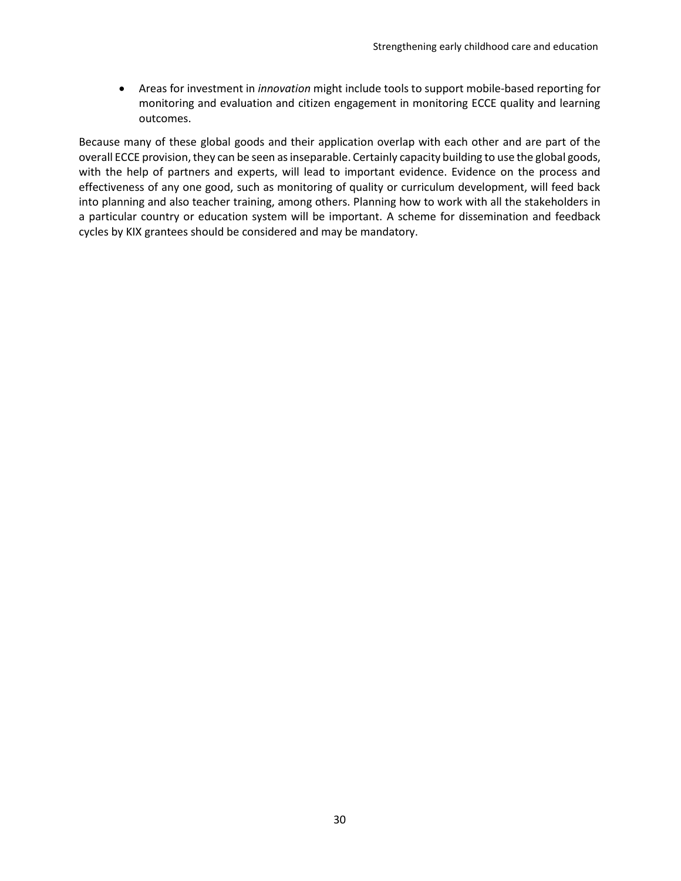- Areas for investment in *innovation* might include tools to support mobile-based reporting for monitoring and evaluation and citizen engagement in monitoring ECCE quality and learning outcomes.

Because many of these global goods and their application overlap with each other and are part of the overall ECCE provision, they can be seen as inseparable. Certainly capacity building to use the global goods, with the help of partners and experts, will lead to important evidence. Evidence on the process and effectiveness of any one good, such as monitoring of quality or curriculum development, will feed back into planning and also teacher training, among others. Planning how to work with all the stakeholders in a particular country or education system will be important. A scheme for dissemination and feedback cycles by KIX grantees should be considered and may be mandatory.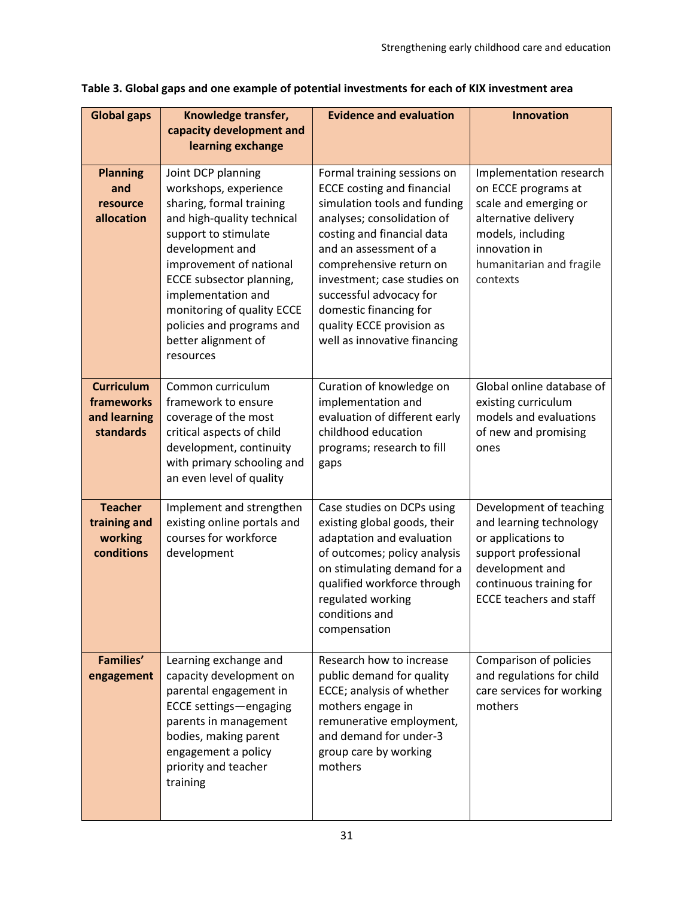**Table 3. Global gaps and one example of potential investments for each of KIX investment area**

| Global gaps | Knowledge transfer, capacity development and learning exchange | Evidence and evaluation | Innovation |
|---|---|---|---|
| **Planning and resource allocation** | Joint DCP planning workshops, experience sharing, formal training and high-quality technical support to stimulate development and improvement of national ECCE subsector planning, implementation and monitoring of quality ECCE policies and programs and better alignment of resources | Formal training sessions on ECCE costing and financial simulation tools and funding analyses; consolidation of costing and financial data and an assessment of a comprehensive return on investment; case studies on successful advocacy for domestic financing for quality ECCE provision as well as innovative financing | Implementation research on ECCE programs at scale and emerging or alternative delivery models, including innovation in humanitarian and fragile contexts |
| **Curriculum frameworks and learning standards** | Common curriculum framework to ensure coverage of the most critical aspects of child development, continuity with primary schooling and an even level of quality | Curation of knowledge on implementation and evaluation of different early childhood education programs; research to fill gaps | Global online database of existing curriculum models and evaluations of new and promising ones |
| **Teacher training and working conditions** | Implement and strengthen existing online portals and courses for workforce development | Case studies on DCPs using existing global goods, their adaptation and evaluation of outcomes; policy analysis on stimulating demand for a qualified workforce through regulated working conditions and compensation | Development of teaching and learning technology or applications to support professional development and continuous training for ECCE teachers and staff |
| **Families' engagement** | Learning exchange and capacity development on parental engagement in ECCE settings—engaging parents in management bodies, making parent engagement a policy priority and teacher training | Research how to increase public demand for quality ECCE; analysis of whether mothers engage in remunerative employment, and demand for under-3 group care by working mothers | Comparison of policies and regulations for child care services for working mothers |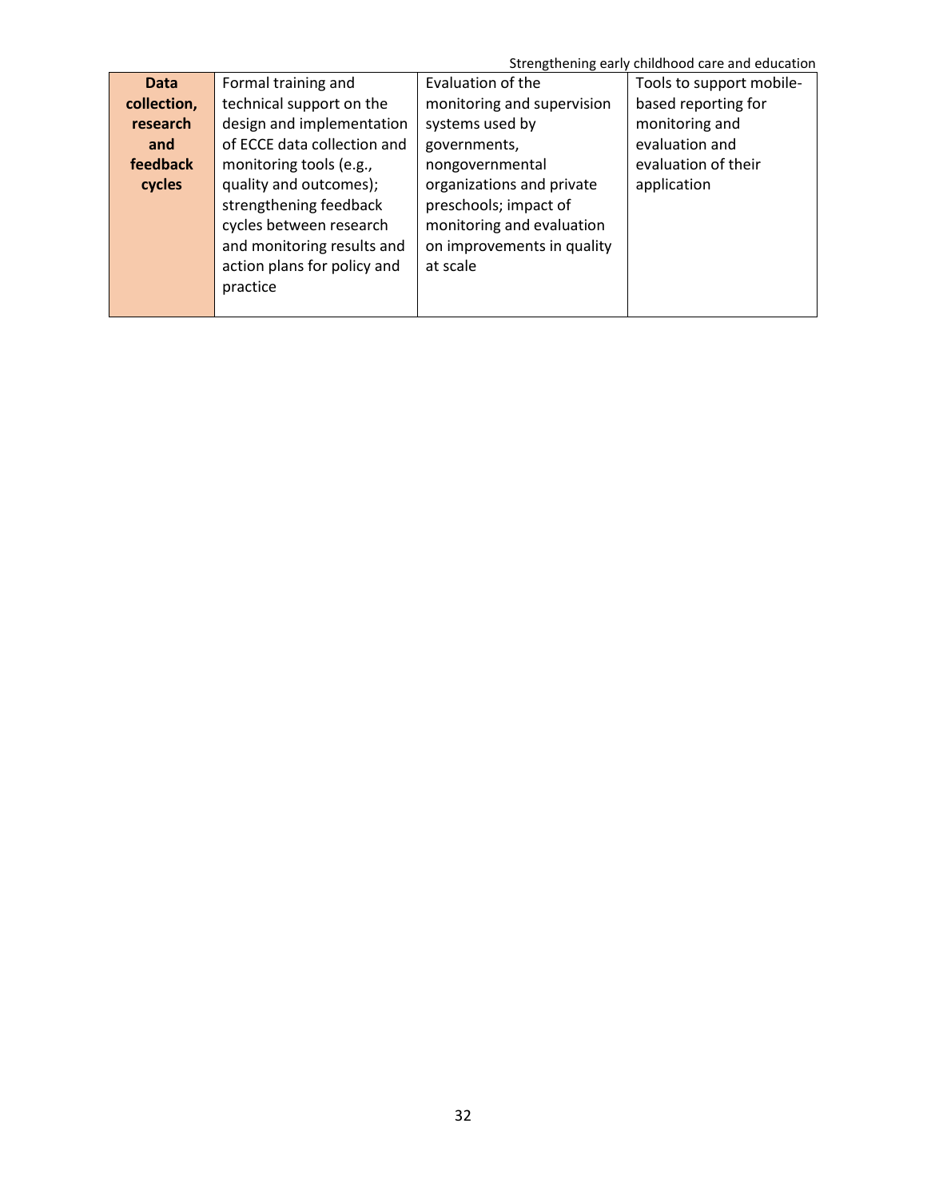| | | | |
|---|---|---|---|
| **Data collection, research and feedback cycles** | Formal training and technical support on the design and implementation of ECCE data collection and monitoring tools (e.g., quality and outcomes); strengthening feedback cycles between research and monitoring results and action plans for policy and practice | Evaluation of the monitoring and supervision systems used by governments, nongovernmental organizations and private preschools; impact of monitoring and evaluation on improvements in quality at scale | Tools to support mobile-based reporting for monitoring and evaluation and evaluation of their application |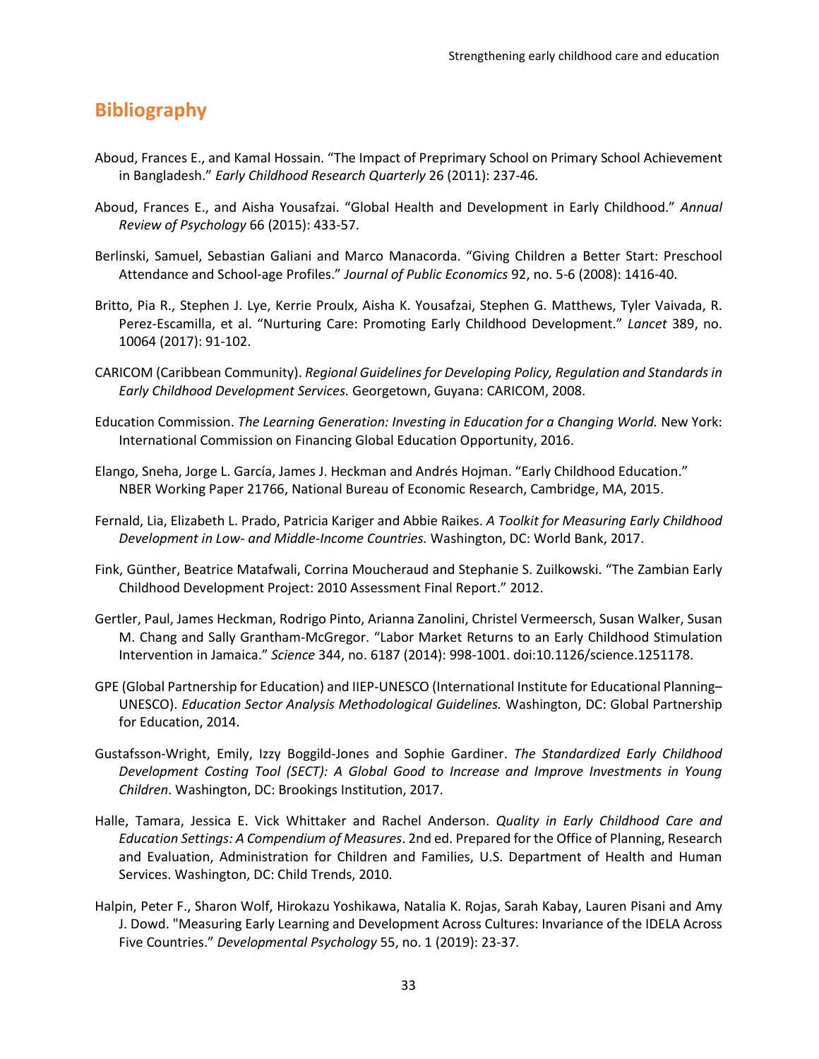## Bibliography

Aboud, Frances E., and Kamal Hossain. "The Impact of Preprimary School on Primary School Achievement in Bangladesh." *Early Childhood Research Quarterly* 26 (2011): 237-46.

Aboud, Frances E., and Aisha Yousafzai. "Global Health and Development in Early Childhood." *Annual Review of Psychology* 66 (2015): 433-57.

Berlinski, Samuel, Sebastian Galiani and Marco Manacorda. "Giving Children a Better Start: Preschool Attendance and School-age Profiles." *Journal of Public Economics* 92, no. 5-6 (2008): 1416-40.

Britto, Pia R., Stephen J. Lye, Kerrie Proulx, Aisha K. Yousafzai, Stephen G. Matthews, Tyler Vaivada, R. Perez-Escamilla, et al. "Nurturing Care: Promoting Early Childhood Development." *Lancet* 389, no. 10064 (2017): 91-102.

CARICOM (Caribbean Community). *Regional Guidelines for Developing Policy, Regulation and Standards in Early Childhood Development Services.* Georgetown, Guyana: CARICOM, 2008.

Education Commission. *The Learning Generation: Investing in Education for a Changing World.* New York: International Commission on Financing Global Education Opportunity, 2016.

Elango, Sneha, Jorge L. García, James J. Heckman and Andrés Hojman. "Early Childhood Education." NBER Working Paper 21766, National Bureau of Economic Research, Cambridge, MA, 2015.

Fernald, Lia, Elizabeth L. Prado, Patricia Kariger and Abbie Raikes. *A Toolkit for Measuring Early Childhood Development in Low- and Middle-Income Countries.* Washington, DC: World Bank, 2017.

Fink, Günther, Beatrice Matafwali, Corrina Moucheraud and Stephanie S. Zuilkowski. "The Zambian Early Childhood Development Project: 2010 Assessment Final Report." 2012.

Gertler, Paul, James Heckman, Rodrigo Pinto, Arianna Zanolini, Christel Vermeersch, Susan Walker, Susan M. Chang and Sally Grantham-McGregor. "Labor Market Returns to an Early Childhood Stimulation Intervention in Jamaica." *Science* 344, no. 6187 (2014): 998-1001. doi:10.1126/science.1251178.

GPE (Global Partnership for Education) and IIEP-UNESCO (International Institute for Educational Planning–UNESCO). *Education Sector Analysis Methodological Guidelines.* Washington, DC: Global Partnership for Education, 2014.

Gustafsson-Wright, Emily, Izzy Boggild-Jones and Sophie Gardiner. *The Standardized Early Childhood Development Costing Tool (SECT): A Global Good to Increase and Improve Investments in Young Children*. Washington, DC: Brookings Institution, 2017.

Halle, Tamara, Jessica E. Vick Whittaker and Rachel Anderson. *Quality in Early Childhood Care and Education Settings: A Compendium of Measures*. 2nd ed. Prepared for the Office of Planning, Research and Evaluation, Administration for Children and Families, U.S. Department of Health and Human Services. Washington, DC: Child Trends, 2010.

Halpin, Peter F., Sharon Wolf, Hirokazu Yoshikawa, Natalia K. Rojas, Sarah Kabay, Lauren Pisani and Amy J. Dowd. "Measuring Early Learning and Development Across Cultures: Invariance of the IDELA Across Five Countries." *Developmental Psychology* 55, no. 1 (2019): 23-37.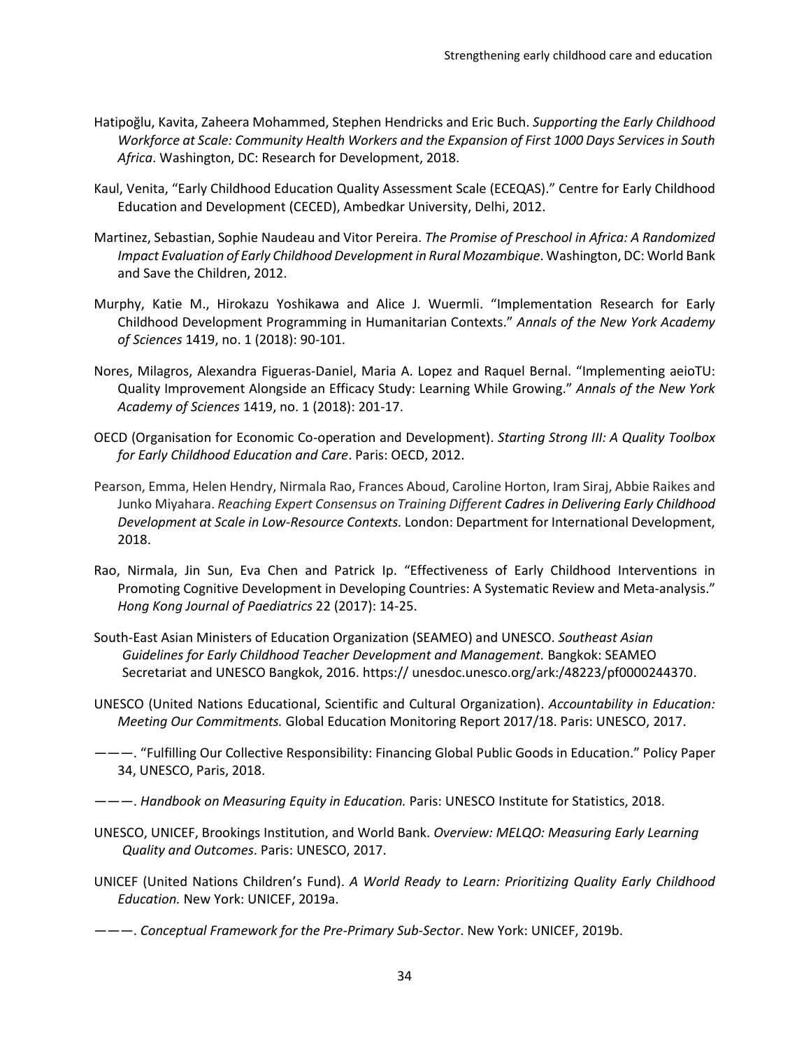Hatipoğlu, Kavita, Zaheera Mohammed, Stephen Hendricks and Eric Buch. *Supporting the Early Childhood Workforce at Scale: Community Health Workers and the Expansion of First 1000 Days Services in South Africa*. Washington, DC: Research for Development, 2018.

Kaul, Venita, "Early Childhood Education Quality Assessment Scale (ECEQAS)." Centre for Early Childhood Education and Development (CECED), Ambedkar University, Delhi, 2012.

Martinez, Sebastian, Sophie Naudeau and Vitor Pereira. *The Promise of Preschool in Africa: A Randomized Impact Evaluation of Early Childhood Development in Rural Mozambique*. Washington, DC: World Bank and Save the Children, 2012.

Murphy, Katie M., Hirokazu Yoshikawa and Alice J. Wuermli. "Implementation Research for Early Childhood Development Programming in Humanitarian Contexts." *Annals of the New York Academy of Sciences* 1419, no. 1 (2018): 90-101.

Nores, Milagros, Alexandra Figueras-Daniel, Maria A. Lopez and Raquel Bernal. "Implementing aeioTU: Quality Improvement Alongside an Efficacy Study: Learning While Growing." *Annals of the New York Academy of Sciences* 1419, no. 1 (2018): 201-17.

OECD (Organisation for Economic Co-operation and Development). *Starting Strong III: A Quality Toolbox for Early Childhood Education and Care*. Paris: OECD, 2012.

Pearson, Emma, Helen Hendry, Nirmala Rao, Frances Aboud, Caroline Horton, Iram Siraj, Abbie Raikes and Junko Miyahara. *Reaching Expert Consensus on Training Different Cadres in Delivering Early Childhood Development at Scale in Low-Resource Contexts.* London: Department for International Development, 2018.

Rao, Nirmala, Jin Sun, Eva Chen and Patrick Ip. "Effectiveness of Early Childhood Interventions in Promoting Cognitive Development in Developing Countries: A Systematic Review and Meta-analysis." *Hong Kong Journal of Paediatrics* 22 (2017): 14-25.

South-East Asian Ministers of Education Organization (SEAMEO) and UNESCO. *Southeast Asian Guidelines for Early Childhood Teacher Development and Management.* Bangkok: SEAMEO Secretariat and UNESCO Bangkok, 2016. https:// unesdoc.unesco.org/ark:/48223/pf0000244370.

UNESCO (United Nations Educational, Scientific and Cultural Organization). *Accountability in Education: Meeting Our Commitments.* Global Education Monitoring Report 2017/18. Paris: UNESCO, 2017.

———. "Fulfilling Our Collective Responsibility: Financing Global Public Goods in Education." Policy Paper 34, UNESCO, Paris, 2018.

———. *Handbook on Measuring Equity in Education.* Paris: UNESCO Institute for Statistics, 2018.

UNESCO, UNICEF, Brookings Institution, and World Bank. *Overview: MELQO: Measuring Early Learning Quality and Outcomes*. Paris: UNESCO, 2017.

UNICEF (United Nations Children's Fund). *A World Ready to Learn: Prioritizing Quality Early Childhood Education.* New York: UNICEF, 2019a.

———. *Conceptual Framework for the Pre-Primary Sub-Sector*. New York: UNICEF, 2019b.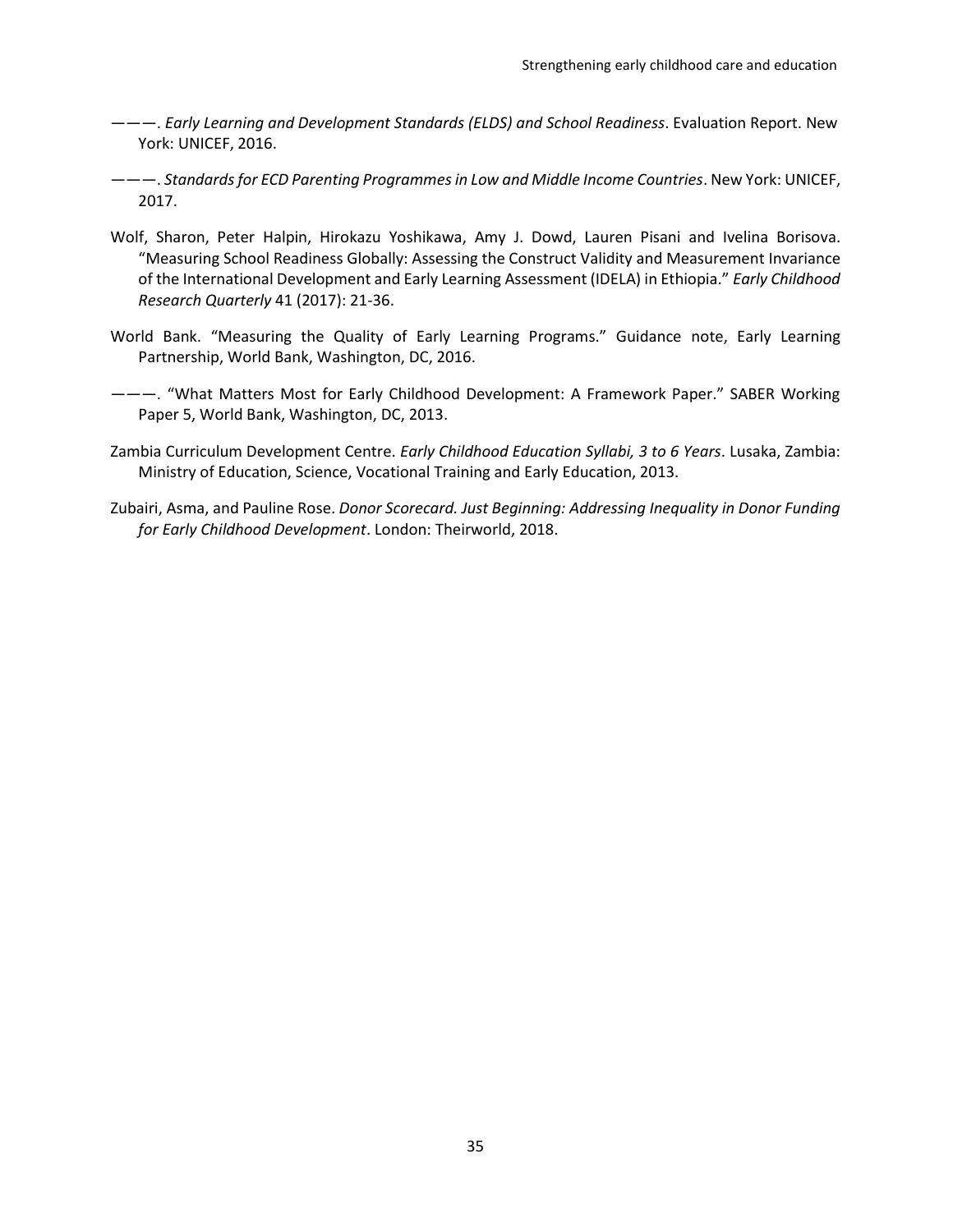———. *Early Learning and Development Standards (ELDS) and School Readiness*. Evaluation Report. New York: UNICEF, 2016.

———. *Standards for ECD Parenting Programmes in Low and Middle Income Countries*. New York: UNICEF, 2017.

Wolf, Sharon, Peter Halpin, Hirokazu Yoshikawa, Amy J. Dowd, Lauren Pisani and Ivelina Borisova. "Measuring School Readiness Globally: Assessing the Construct Validity and Measurement Invariance of the International Development and Early Learning Assessment (IDELA) in Ethiopia." *Early Childhood Research Quarterly* 41 (2017): 21-36.

World Bank. "Measuring the Quality of Early Learning Programs." Guidance note, Early Learning Partnership, World Bank, Washington, DC, 2016.

———. "What Matters Most for Early Childhood Development: A Framework Paper." SABER Working Paper 5, World Bank, Washington, DC, 2013.

Zambia Curriculum Development Centre. *Early Childhood Education Syllabi, 3 to 6 Years*. Lusaka, Zambia: Ministry of Education, Science, Vocational Training and Early Education, 2013.

Zubairi, Asma, and Pauline Rose. *Donor Scorecard. Just Beginning: Addressing Inequality in Donor Funding for Early Childhood Development*. London: Theirworld, 2018.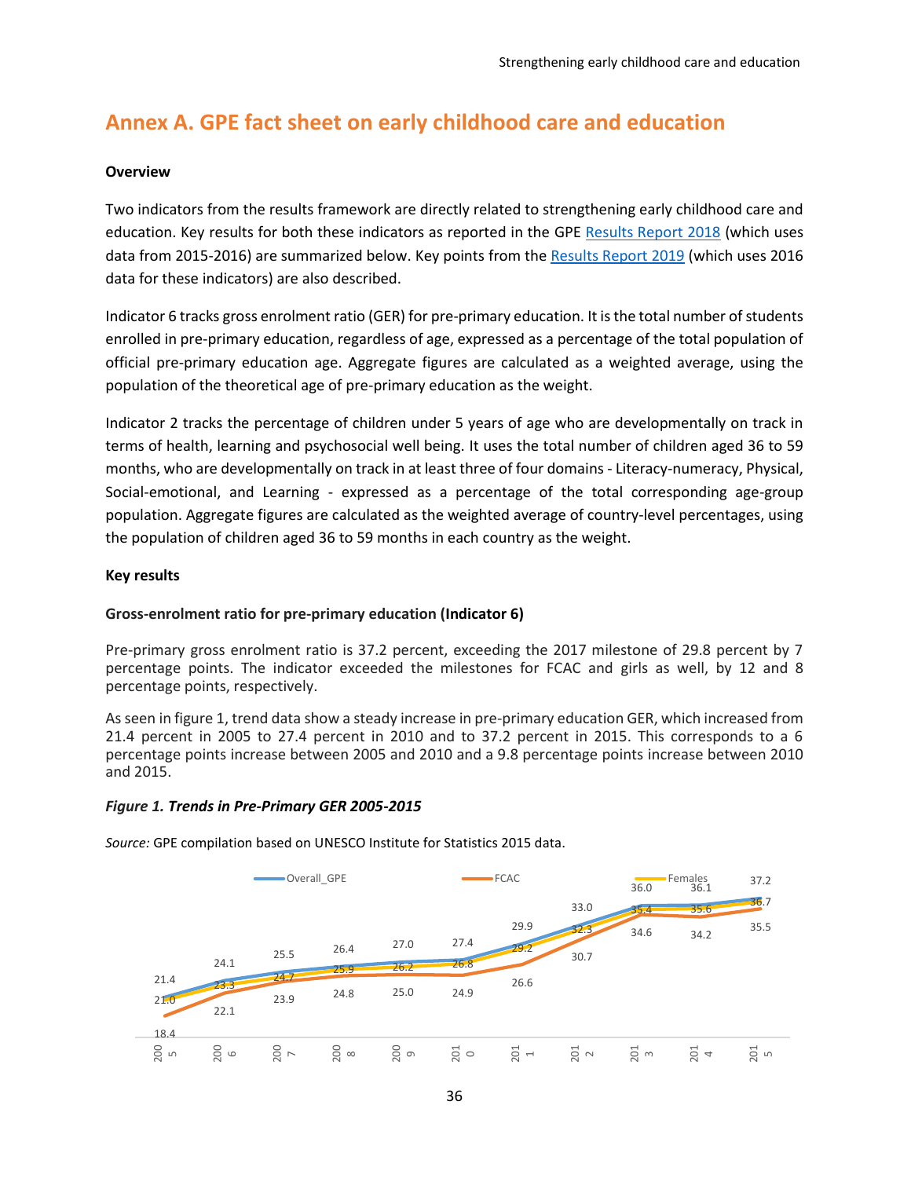# Annex A. GPE fact sheet on early childhood care and education

**Overview**

Two indicators from the results framework are directly related to strengthening early childhood care and education. Key results for both these indicators as reported in the GPE Results Report 2018 (which uses data from 2015-2016) are summarized below. Key points from the Results Report 2019 (which uses 2016 data for these indicators) are also described.

Indicator 6 tracks gross enrolment ratio (GER) for pre-primary education. It is the total number of students enrolled in pre-primary education, regardless of age, expressed as a percentage of the total population of official pre-primary education age. Aggregate figures are calculated as a weighted average, using the population of the theoretical age of pre-primary education as the weight.

Indicator 2 tracks the percentage of children under 5 years of age who are developmentally on track in terms of health, learning and psychosocial well being. It uses the total number of children aged 36 to 59 months, who are developmentally on track in at least three of four domains - Literacy-numeracy, Physical, Social-emotional, and Learning - expressed as a percentage of the total corresponding age-group population. Aggregate figures are calculated as the weighted average of country-level percentages, using the population of children aged 36 to 59 months in each country as the weight.

**Key results**

**Gross-enrolment ratio for pre-primary education (Indicator 6)**

Pre-primary gross enrolment ratio is 37.2 percent, exceeding the 2017 milestone of 29.8 percent by 7 percentage points. The indicator exceeded the milestones for FCAC and girls as well, by 12 and 8 percentage points, respectively.

As seen in figure 1, trend data show a steady increase in pre-primary education GER, which increased from 21.4 percent in 2005 to 27.4 percent in 2010 and to 37.2 percent in 2015. This corresponds to a 6 percentage points increase between 2005 and 2010 and a 9.8 percentage points increase between 2010 and 2015.

***Figure 1. Trends in Pre-Primary GER 2005-2015***

*Source:* GPE compilation based on UNESCO Institute for Statistics 2015 data.

| | 2005 | 2006 | 2007 | 2008 | 2009 | 2010 | 2011 | 2012 | 2013 | 2014 | 2015 |
|---|---|---|---|---|---|---|---|---|---|---|---|
| Overall_GPE | 21.4 | 24.1 | 25.5 | 26.4 | 27.0 | 27.4 | 29.9 | 33.0 | 36.0 | 36.1 | 37.2 |
| FCAC | 18.4 | 22.1 | 23.9 | 24.8 | 25.0 | 24.9 | 26.6 | 30.7 | 34.6 | 34.2 | 35.5 |
| Females | 21.0 | 23.3 | 24.7 | 25.9 | 26.2 | 26.8 | 29.2 | 32.3 | 35.4 | 35.6 | 36.7 |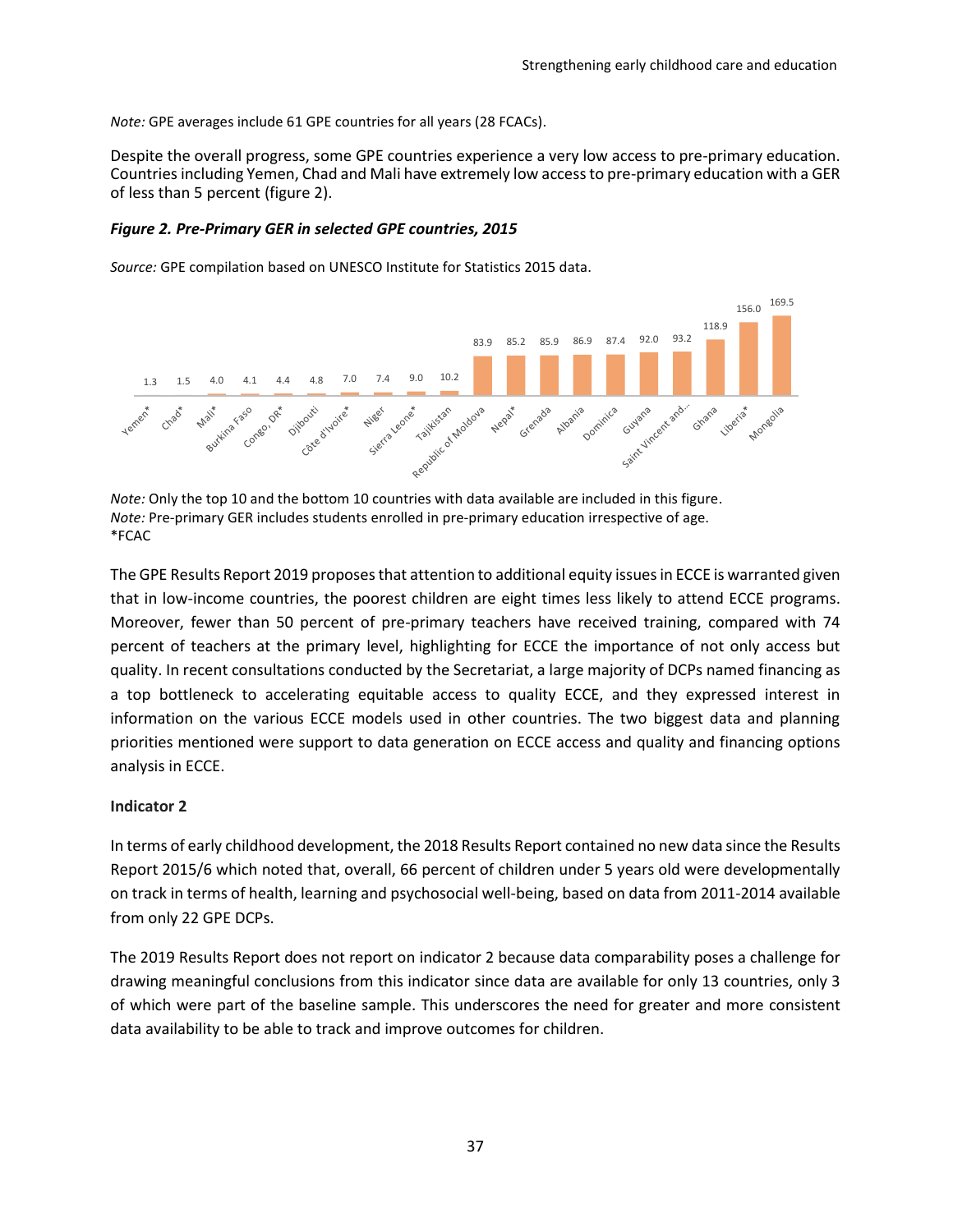*Note:* GPE averages include 61 GPE countries for all years (28 FCACs).

Despite the overall progress, some GPE countries experience a very low access to pre-primary education. Countries including Yemen, Chad and Mali have extremely low access to pre-primary education with a GER of less than 5 percent (figure 2).

***Figure 2. Pre-Primary GER in selected GPE countries, 2015***

*Source:* GPE compilation based on UNESCO Institute for Statistics 2015 data.

1.3 1.5 4.0 4.1 4.4 4.8 7.0 7.4 9.0 10.2 83.9 85.2 85.9 86.9 87.4 92.0 93.2 118.9 156.0 169.5

Yemen* Chad* Mali* Burkina Faso Congo, DR* Djibouti Côte d'Ivoire* Niger Sierra Leone* Tajikistan Republic of Moldova Nepal* Grenada Albania Dominica Guyana Saint Vincent and... Ghana Liberia* Mongolia

*Note:* Only the top 10 and the bottom 10 countries with data available are included in this figure.
*Note:* Pre-primary GER includes students enrolled in pre-primary education irrespective of age.
*FCAC

The GPE Results Report 2019 proposes that attention to additional equity issues in ECCE is warranted given that in low-income countries, the poorest children are eight times less likely to attend ECCE programs. Moreover, fewer than 50 percent of pre-primary teachers have received training, compared with 74 percent of teachers at the primary level, highlighting for ECCE the importance of not only access but quality. In recent consultations conducted by the Secretariat, a large majority of DCPs named financing as a top bottleneck to accelerating equitable access to quality ECCE, and they expressed interest in information on the various ECCE models used in other countries. The two biggest data and planning priorities mentioned were support to data generation on ECCE access and quality and financing options analysis in ECCE.

**Indicator 2**

In terms of early childhood development, the 2018 Results Report contained no new data since the Results Report 2015/6 which noted that, overall, 66 percent of children under 5 years old were developmentally on track in terms of health, learning and psychosocial well-being, based on data from 2011-2014 available from only 22 GPE DCPs.

The 2019 Results Report does not report on indicator 2 because data comparability poses a challenge for drawing meaningful conclusions from this indicator since data are available for only 13 countries, only 3 of which were part of the baseline sample. This underscores the need for greater and more consistent data availability to be able to track and improve outcomes for children.